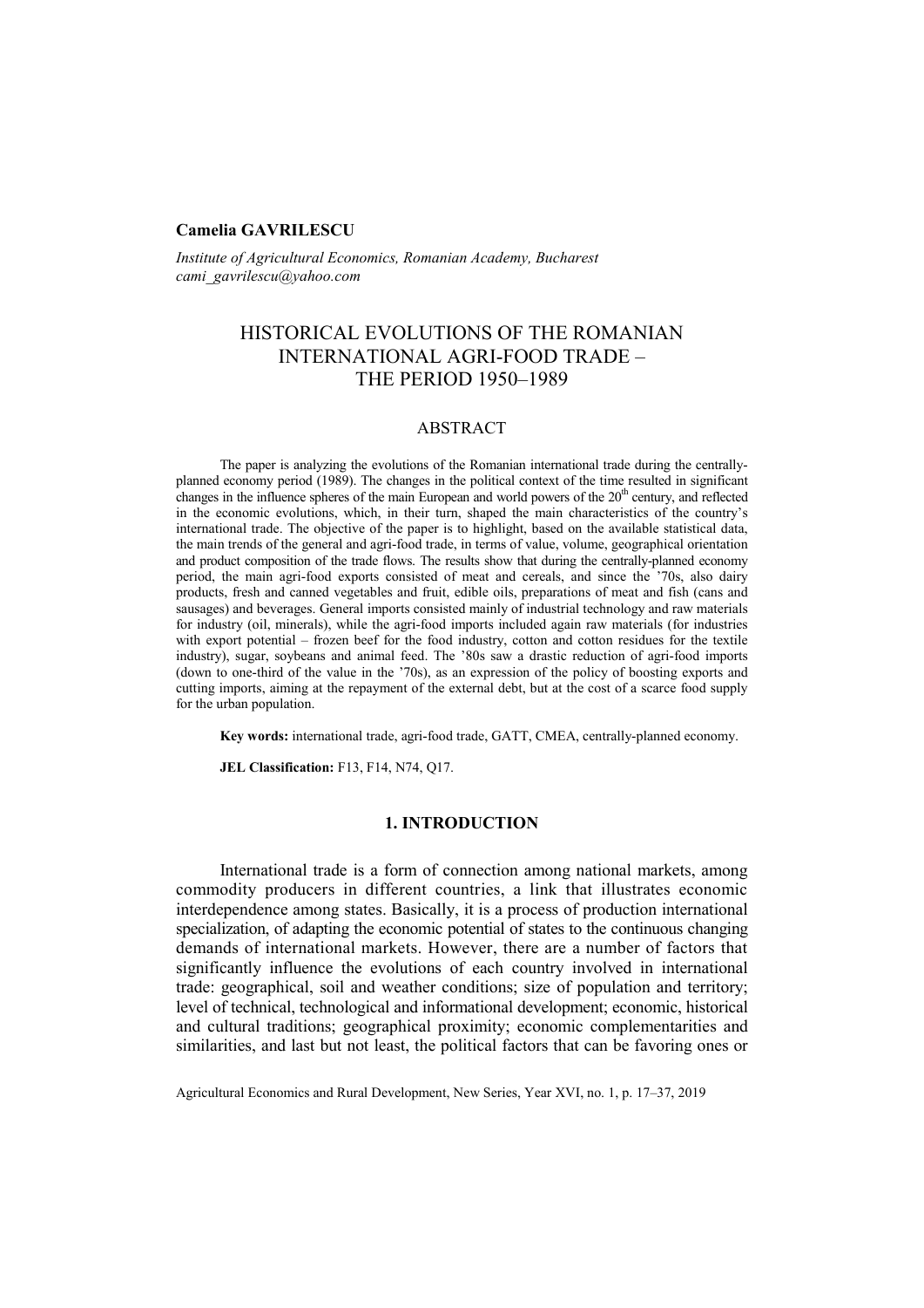**Camelia GAVRILESCU**

*Institute of Agricultural Economics, Romanian Academy, Bucharest*
*cami_gavrilescu@yahoo.com*

# HISTORICAL EVOLUTIONS OF THE ROMANIAN INTERNATIONAL AGRI-FOOD TRADE – THE PERIOD 1950–1989

## ABSTRACT

The paper is analyzing the evolutions of the Romanian international trade during the centrally-planned economy period (1989). The changes in the political context of the time resulted in significant changes in the influence spheres of the main European and world powers of the 20th century, and reflected in the economic evolutions, which, in their turn, shaped the main characteristics of the country's international trade. The objective of the paper is to highlight, based on the available statistical data, the main trends of the general and agri-food trade, in terms of value, volume, geographical orientation and product composition of the trade flows. The results show that during the centrally-planned economy period, the main agri-food exports consisted of meat and cereals, and since the '70s, also dairy products, fresh and canned vegetables and fruit, edible oils, preparations of meat and fish (cans and sausages) and beverages. General imports consisted mainly of industrial technology and raw materials for industry (oil, minerals), while the agri-food imports included again raw materials (for industries with export potential – frozen beef for the food industry, cotton and cotton residues for the textile industry), sugar, soybeans and animal feed. The '80s saw a drastic reduction of agri-food imports (down to one-third of the value in the '70s), as an expression of the policy of boosting exports and cutting imports, aiming at the repayment of the external debt, but at the cost of a scarce food supply for the urban population.

**Key words:** international trade, agri-food trade, GATT, CMEA, centrally-planned economy.

**JEL Classification:** F13, F14, N74, Q17.

## 1. INTRODUCTION

International trade is a form of connection among national markets, among commodity producers in different countries, a link that illustrates economic interdependence among states. Basically, it is a process of production international specialization, of adapting the economic potential of states to the continuous changing demands of international markets. However, there are a number of factors that significantly influence the evolutions of each country involved in international trade: geographical, soil and weather conditions; size of population and territory; level of technical, technological and informational development; economic, historical and cultural traditions; geographical proximity; economic complementarities and similarities, and last but not least, the political factors that can be favoring ones or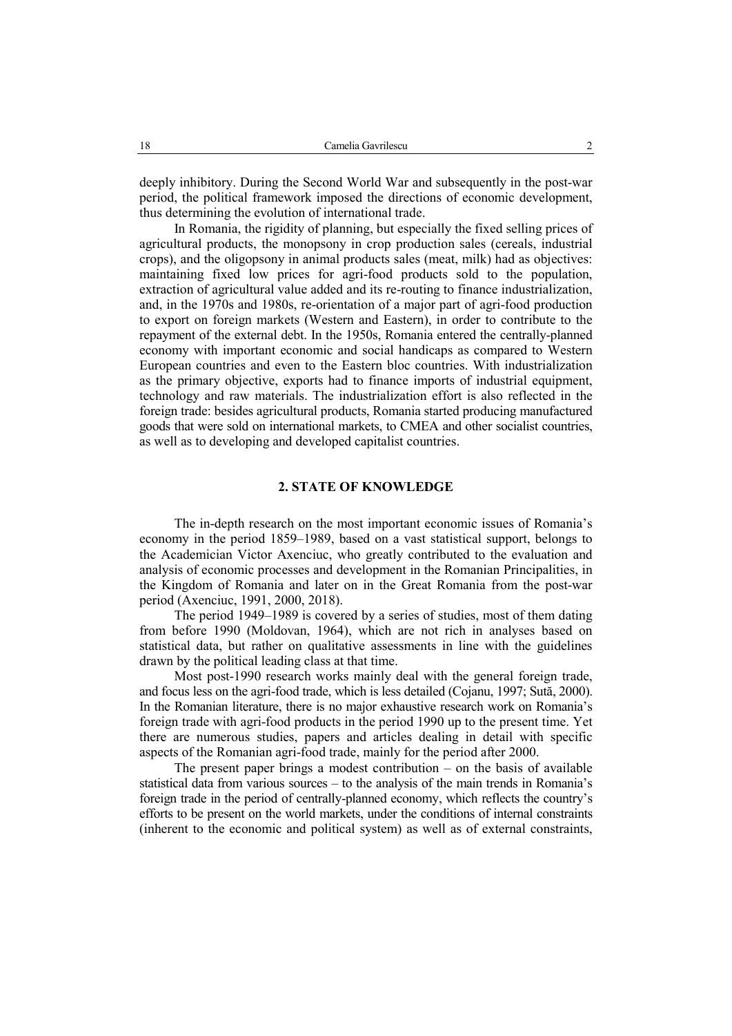deeply inhibitory. During the Second World War and subsequently in the post-war period, the political framework imposed the directions of economic development, thus determining the evolution of international trade.

In Romania, the rigidity of planning, but especially the fixed selling prices of agricultural products, the monopsony in crop production sales (cereals, industrial crops), and the oligopsony in animal products sales (meat, milk) had as objectives: maintaining fixed low prices for agri-food products sold to the population, extraction of agricultural value added and its re-routing to finance industrialization, and, in the 1970s and 1980s, re-orientation of a major part of agri-food production to export on foreign markets (Western and Eastern), in order to contribute to the repayment of the external debt. In the 1950s, Romania entered the centrally-planned economy with important economic and social handicaps as compared to Western European countries and even to the Eastern bloc countries. With industrialization as the primary objective, exports had to finance imports of industrial equipment, technology and raw materials. The industrialization effort is also reflected in the foreign trade: besides agricultural products, Romania started producing manufactured goods that were sold on international markets, to CMEA and other socialist countries, as well as to developing and developed capitalist countries.

## 2. STATE OF KNOWLEDGE

The in-depth research on the most important economic issues of Romania's economy in the period 1859–1989, based on a vast statistical support, belongs to the Academician Victor Axenciuc, who greatly contributed to the evaluation and analysis of economic processes and development in the Romanian Principalities, in the Kingdom of Romania and later on in the Great Romania from the post-war period (Axenciuc, 1991, 2000, 2018).

The period 1949–1989 is covered by a series of studies, most of them dating from before 1990 (Moldovan, 1964), which are not rich in analyses based on statistical data, but rather on qualitative assessments in line with the guidelines drawn by the political leading class at that time.

Most post-1990 research works mainly deal with the general foreign trade, and focus less on the agri-food trade, which is less detailed (Cojanu, 1997; Sută, 2000). In the Romanian literature, there is no major exhaustive research work on Romania's foreign trade with agri-food products in the period 1990 up to the present time. Yet there are numerous studies, papers and articles dealing in detail with specific aspects of the Romanian agri-food trade, mainly for the period after 2000.

The present paper brings a modest contribution – on the basis of available statistical data from various sources – to the analysis of the main trends in Romania's foreign trade in the period of centrally-planned economy, which reflects the country's efforts to be present on the world markets, under the conditions of internal constraints (inherent to the economic and political system) as well as of external constraints,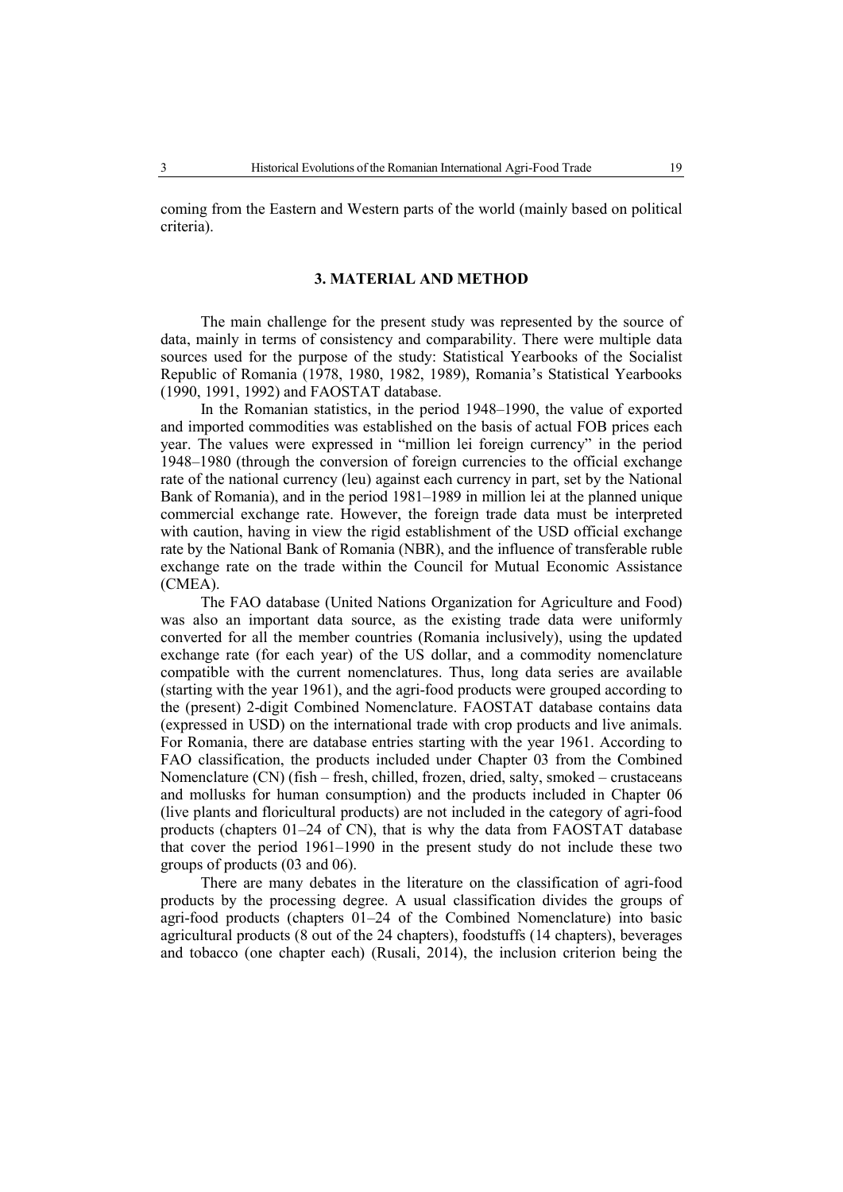coming from the Eastern and Western parts of the world (mainly based on political criteria).

## 3. MATERIAL AND METHOD

The main challenge for the present study was represented by the source of data, mainly in terms of consistency and comparability. There were multiple data sources used for the purpose of the study: Statistical Yearbooks of the Socialist Republic of Romania (1978, 1980, 1982, 1989), Romania's Statistical Yearbooks (1990, 1991, 1992) and FAOSTAT database.

In the Romanian statistics, in the period 1948–1990, the value of exported and imported commodities was established on the basis of actual FOB prices each year. The values were expressed in "million lei foreign currency" in the period 1948–1980 (through the conversion of foreign currencies to the official exchange rate of the national currency (leu) against each currency in part, set by the National Bank of Romania), and in the period 1981–1989 in million lei at the planned unique commercial exchange rate. However, the foreign trade data must be interpreted with caution, having in view the rigid establishment of the USD official exchange rate by the National Bank of Romania (NBR), and the influence of transferable ruble exchange rate on the trade within the Council for Mutual Economic Assistance (CMEA).

The FAO database (United Nations Organization for Agriculture and Food) was also an important data source, as the existing trade data were uniformly converted for all the member countries (Romania inclusively), using the updated exchange rate (for each year) of the US dollar, and a commodity nomenclature compatible with the current nomenclatures. Thus, long data series are available (starting with the year 1961), and the agri-food products were grouped according to the (present) 2-digit Combined Nomenclature. FAOSTAT database contains data (expressed in USD) on the international trade with crop products and live animals. For Romania, there are database entries starting with the year 1961. According to FAO classification, the products included under Chapter 03 from the Combined Nomenclature (CN) (fish – fresh, chilled, frozen, dried, salty, smoked – crustaceans and mollusks for human consumption) and the products included in Chapter 06 (live plants and floricultural products) are not included in the category of agri-food products (chapters 01–24 of CN), that is why the data from FAOSTAT database that cover the period 1961–1990 in the present study do not include these two groups of products (03 and 06).

There are many debates in the literature on the classification of agri-food products by the processing degree. A usual classification divides the groups of agri-food products (chapters 01–24 of the Combined Nomenclature) into basic agricultural products (8 out of the 24 chapters), foodstuffs (14 chapters), beverages and tobacco (one chapter each) (Rusali, 2014), the inclusion criterion being the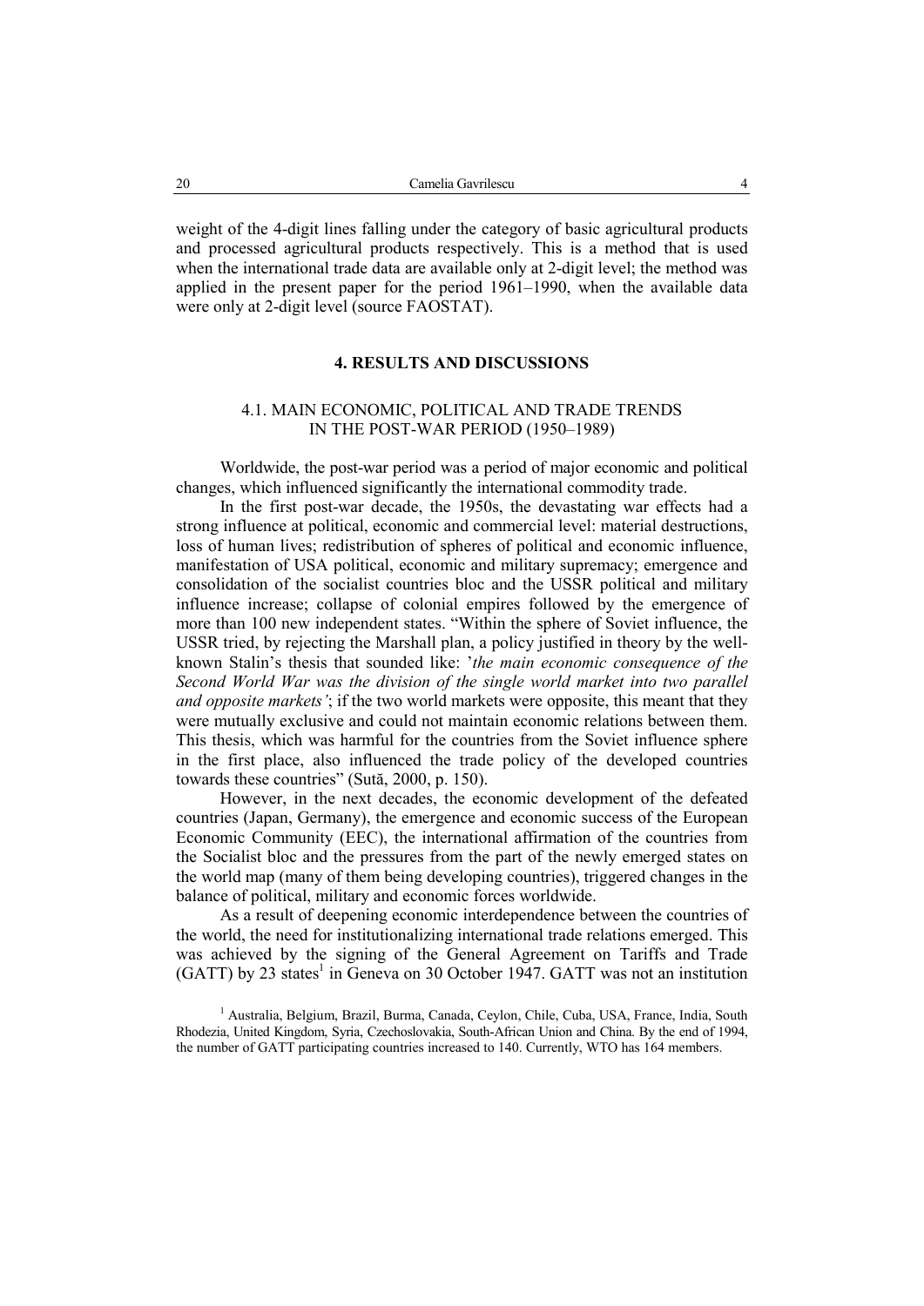weight of the 4-digit lines falling under the category of basic agricultural products and processed agricultural products respectively. This is a method that is used when the international trade data are available only at 2-digit level; the method was applied in the present paper for the period 1961–1990, when the available data were only at 2-digit level (source FAOSTAT).

## 4. RESULTS AND DISCUSSIONS

### 4.1. MAIN ECONOMIC, POLITICAL AND TRADE TRENDS IN THE POST-WAR PERIOD (1950–1989)

Worldwide, the post-war period was a period of major economic and political changes, which influenced significantly the international commodity trade.

In the first post-war decade, the 1950s, the devastating war effects had a strong influence at political, economic and commercial level: material destructions, loss of human lives; redistribution of spheres of political and economic influence, manifestation of USA political, economic and military supremacy; emergence and consolidation of the socialist countries bloc and the USSR political and military influence increase; collapse of colonial empires followed by the emergence of more than 100 new independent states. "Within the sphere of Soviet influence, the USSR tried, by rejecting the Marshall plan, a policy justified in theory by the well-known Stalin's thesis that sounded like: '*the main economic consequence of the Second World War was the division of the single world market into two parallel and opposite markets*'; if the two world markets were opposite, this meant that they were mutually exclusive and could not maintain economic relations between them. This thesis, which was harmful for the countries from the Soviet influence sphere in the first place, also influenced the trade policy of the developed countries towards these countries" (Sută, 2000, p. 150).

However, in the next decades, the economic development of the defeated countries (Japan, Germany), the emergence and economic success of the European Economic Community (EEC), the international affirmation of the countries from the Socialist bloc and the pressures from the part of the newly emerged states on the world map (many of them being developing countries), triggered changes in the balance of political, military and economic forces worldwide.

As a result of deepening economic interdependence between the countries of the world, the need for institutionalizing international trade relations emerged. This was achieved by the signing of the General Agreement on Tariffs and Trade (GATT) by 23 states[1] in Geneva on 30 October 1947. GATT was not an institution

[1] Australia, Belgium, Brazil, Burma, Canada, Ceylon, Chile, Cuba, USA, France, India, South Rhodezia, United Kingdom, Syria, Czechoslovakia, South-African Union and China. By the end of 1994, the number of GATT participating countries increased to 140. Currently, WTO has 164 members.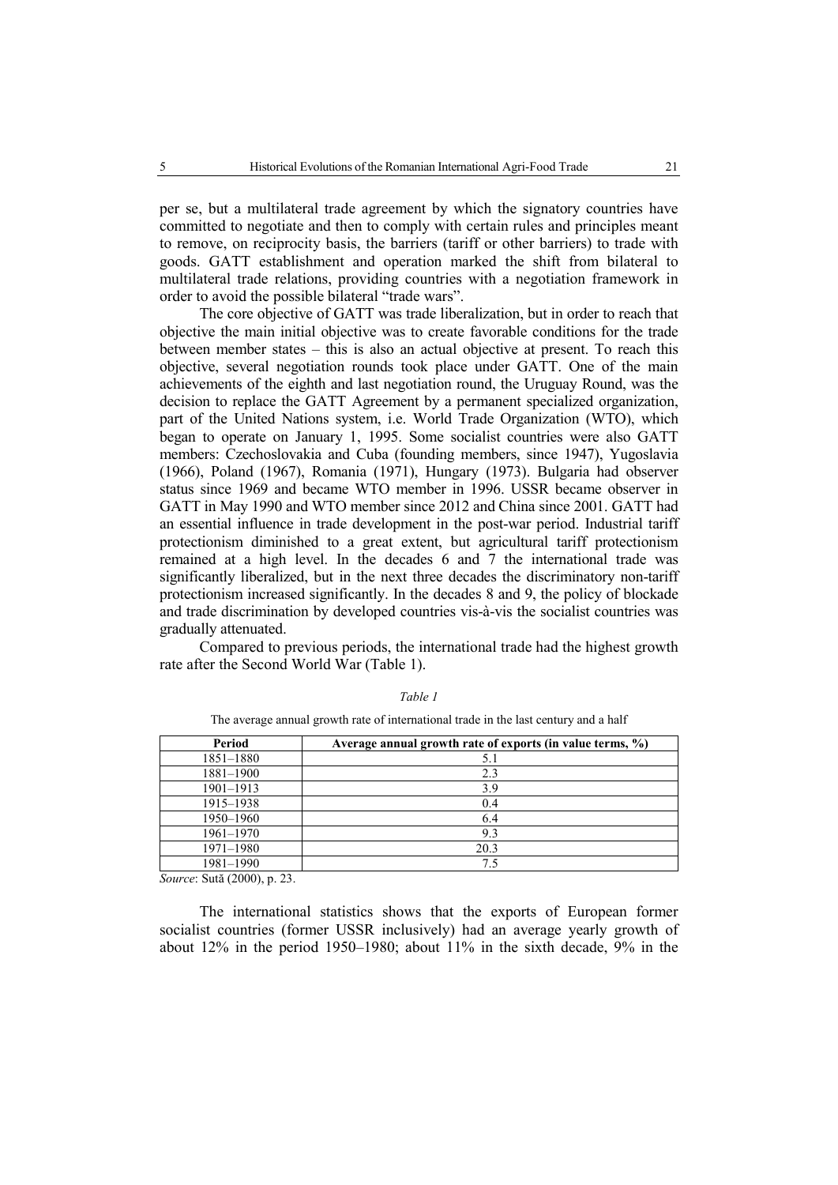per se, but a multilateral trade agreement by which the signatory countries have committed to negotiate and then to comply with certain rules and principles meant to remove, on reciprocity basis, the barriers (tariff or other barriers) to trade with goods. GATT establishment and operation marked the shift from bilateral to multilateral trade relations, providing countries with a negotiation framework in order to avoid the possible bilateral "trade wars".

The core objective of GATT was trade liberalization, but in order to reach that objective the main initial objective was to create favorable conditions for the trade between member states – this is also an actual objective at present. To reach this objective, several negotiation rounds took place under GATT. One of the main achievements of the eighth and last negotiation round, the Uruguay Round, was the decision to replace the GATT Agreement by a permanent specialized organization, part of the United Nations system, i.e. World Trade Organization (WTO), which began to operate on January 1, 1995. Some socialist countries were also GATT members: Czechoslovakia and Cuba (founding members, since 1947), Yugoslavia (1966), Poland (1967), Romania (1971), Hungary (1973). Bulgaria had observer status since 1969 and became WTO member in 1996. USSR became observer in GATT in May 1990 and WTO member since 2012 and China since 2001. GATT had an essential influence in trade development in the post-war period. Industrial tariff protectionism diminished to a great extent, but agricultural tariff protectionism remained at a high level. In the decades 6 and 7 the international trade was significantly liberalized, but in the next three decades the discriminatory non-tariff protectionism increased significantly. In the decades 8 and 9, the policy of blockade and trade discrimination by developed countries vis-à-vis the socialist countries was gradually attenuated.

Compared to previous periods, the international trade had the highest growth rate after the Second World War (Table 1).

*Table 1*

The average annual growth rate of international trade in the last century and a half

| Period | Average annual growth rate of exports (in value terms, %) |
|---|---|
| 1851–1880 | 5.1 |
| 1881–1900 | 2.3 |
| 1901–1913 | 3.9 |
| 1915–1938 | 0.4 |
| 1950–1960 | 6.4 |
| 1961–1970 | 9.3 |
| 1971–1980 | 20.3 |
| 1981–1990 | 7.5 |

*Source*: Sută (2000), p. 23.

The international statistics shows that the exports of European former socialist countries (former USSR inclusively) had an average yearly growth of about 12% in the period 1950–1980; about 11% in the sixth decade, 9% in the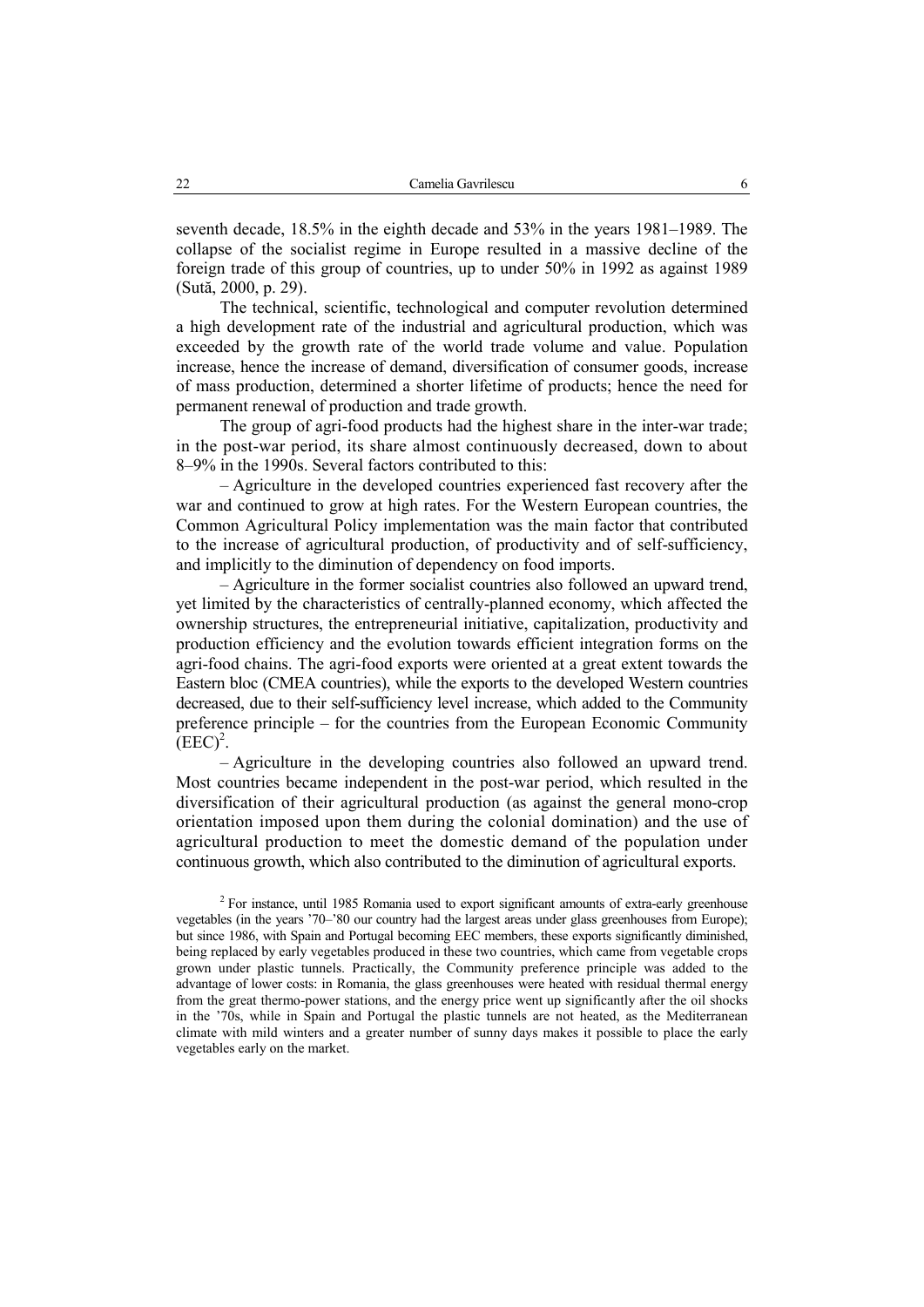seventh decade, 18.5% in the eighth decade and 53% in the years 1981–1989. The collapse of the socialist regime in Europe resulted in a massive decline of the foreign trade of this group of countries, up to under 50% in 1992 as against 1989 (Sută, 2000, p. 29).

The technical, scientific, technological and computer revolution determined a high development rate of the industrial and agricultural production, which was exceeded by the growth rate of the world trade volume and value. Population increase, hence the increase of demand, diversification of consumer goods, increase of mass production, determined a shorter lifetime of products; hence the need for permanent renewal of production and trade growth.

The group of agri-food products had the highest share in the inter-war trade; in the post-war period, its share almost continuously decreased, down to about 8–9% in the 1990s. Several factors contributed to this:

– Agriculture in the developed countries experienced fast recovery after the war and continued to grow at high rates. For the Western European countries, the Common Agricultural Policy implementation was the main factor that contributed to the increase of agricultural production, of productivity and of self-sufficiency, and implicitly to the diminution of dependency on food imports.

– Agriculture in the former socialist countries also followed an upward trend, yet limited by the characteristics of centrally-planned economy, which affected the ownership structures, the entrepreneurial initiative, capitalization, productivity and production efficiency and the evolution towards efficient integration forms on the agri-food chains. The agri-food exports were oriented at a great extent towards the Eastern bloc (CMEA countries), while the exports to the developed Western countries decreased, due to their self-sufficiency level increase, which added to the Community preference principle – for the countries from the European Economic Community (EEC)[2].

– Agriculture in the developing countries also followed an upward trend. Most countries became independent in the post-war period, which resulted in the diversification of their agricultural production (as against the general mono-crop orientation imposed upon them during the colonial domination) and the use of agricultural production to meet the domestic demand of the population under continuous growth, which also contributed to the diminution of agricultural exports.

[2] For instance, until 1985 Romania used to export significant amounts of extra-early greenhouse vegetables (in the years '70–'80 our country had the largest areas under glass greenhouses from Europe); but since 1986, with Spain and Portugal becoming EEC members, these exports significantly diminished, being replaced by early vegetables produced in these two countries, which came from vegetable crops grown under plastic tunnels. Practically, the Community preference principle was added to the advantage of lower costs: in Romania, the glass greenhouses were heated with residual thermal energy from the great thermo-power stations, and the energy price went up significantly after the oil shocks in the '70s, while in Spain and Portugal the plastic tunnels are not heated, as the Mediterranean climate with mild winters and a greater number of sunny days makes it possible to place the early vegetables early on the market.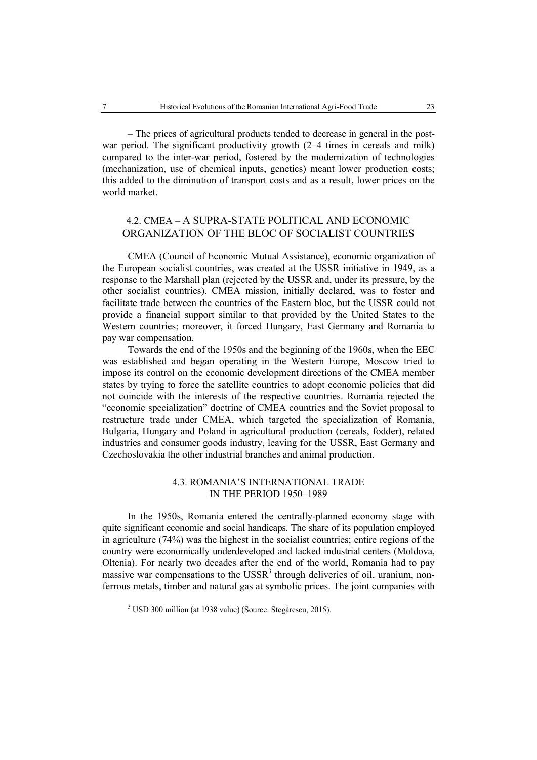– The prices of agricultural products tended to decrease in general in the post-war period. The significant productivity growth (2–4 times in cereals and milk) compared to the inter-war period, fostered by the modernization of technologies (mechanization, use of chemical inputs, genetics) meant lower production costs; this added to the diminution of transport costs and as a result, lower prices on the world market.

## 4.2. CMEA – A SUPRA-STATE POLITICAL AND ECONOMIC ORGANIZATION OF THE BLOC OF SOCIALIST COUNTRIES

CMEA (Council of Economic Mutual Assistance), economic organization of the European socialist countries, was created at the USSR initiative in 1949, as a response to the Marshall plan (rejected by the USSR and, under its pressure, by the other socialist countries). CMEA mission, initially declared, was to foster and facilitate trade between the countries of the Eastern bloc, but the USSR could not provide a financial support similar to that provided by the United States to the Western countries; moreover, it forced Hungary, East Germany and Romania to pay war compensation.

Towards the end of the 1950s and the beginning of the 1960s, when the EEC was established and began operating in the Western Europe, Moscow tried to impose its control on the economic development directions of the CMEA member states by trying to force the satellite countries to adopt economic policies that did not coincide with the interests of the respective countries. Romania rejected the "economic specialization" doctrine of CMEA countries and the Soviet proposal to restructure trade under CMEA, which targeted the specialization of Romania, Bulgaria, Hungary and Poland in agricultural production (cereals, fodder), related industries and consumer goods industry, leaving for the USSR, East Germany and Czechoslovakia the other industrial branches and animal production.

## 4.3. ROMANIA'S INTERNATIONAL TRADE IN THE PERIOD 1950–1989

In the 1950s, Romania entered the centrally-planned economy stage with quite significant economic and social handicaps. The share of its population employed in agriculture (74%) was the highest in the socialist countries; entire regions of the country were economically underdeveloped and lacked industrial centers (Moldova, Oltenia). For nearly two decades after the end of the world, Romania had to pay massive war compensations to the USSR[3] through deliveries of oil, uranium, non-ferrous metals, timber and natural gas at symbolic prices. The joint companies with

[3] USD 300 million (at 1938 value) (Source: Stegărescu, 2015).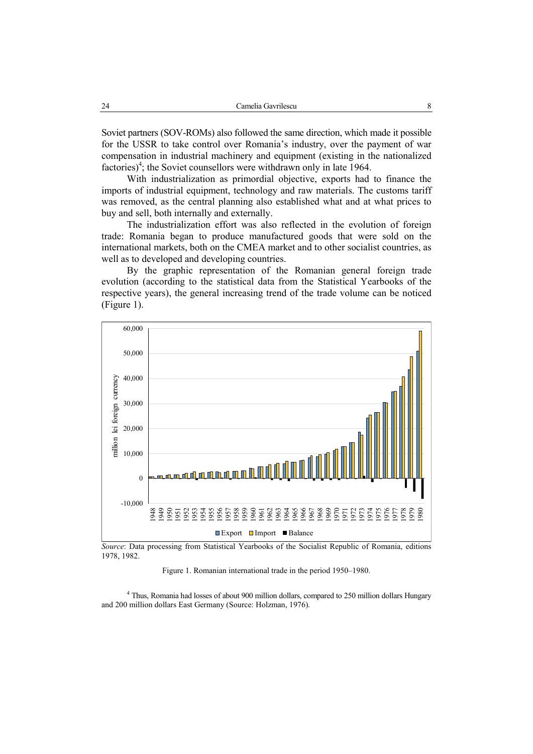Soviet partners (SOV-ROMs) also followed the same direction, which made it possible for the USSR to take control over Romania's industry, over the payment of war compensation in industrial machinery and equipment (existing in the nationalized factories)[4]; the Soviet counsellors were withdrawn only in late 1964.

With industrialization as primordial objective, exports had to finance the imports of industrial equipment, technology and raw materials. The customs tariff was removed, as the central planning also established what and at what prices to buy and sell, both internally and externally.

The industrialization effort was also reflected in the evolution of foreign trade: Romania began to produce manufactured goods that were sold on the international markets, both on the CMEA market and to other socialist countries, as well as to developed and developing countries.

By the graphic representation of the Romanian general foreign trade evolution (according to the statistical data from the Statistical Yearbooks of the respective years), the general increasing trend of the trade volume can be noticed (Figure 1).

*Source*: Data processing from Statistical Yearbooks of the Socialist Republic of Romania, editions 1978, 1982.

Figure 1. Romanian international trade in the period 1950–1980.

[4] Thus, Romania had losses of about 900 million dollars, compared to 250 million dollars Hungary and 200 million dollars East Germany (Source: Holzman, 1976).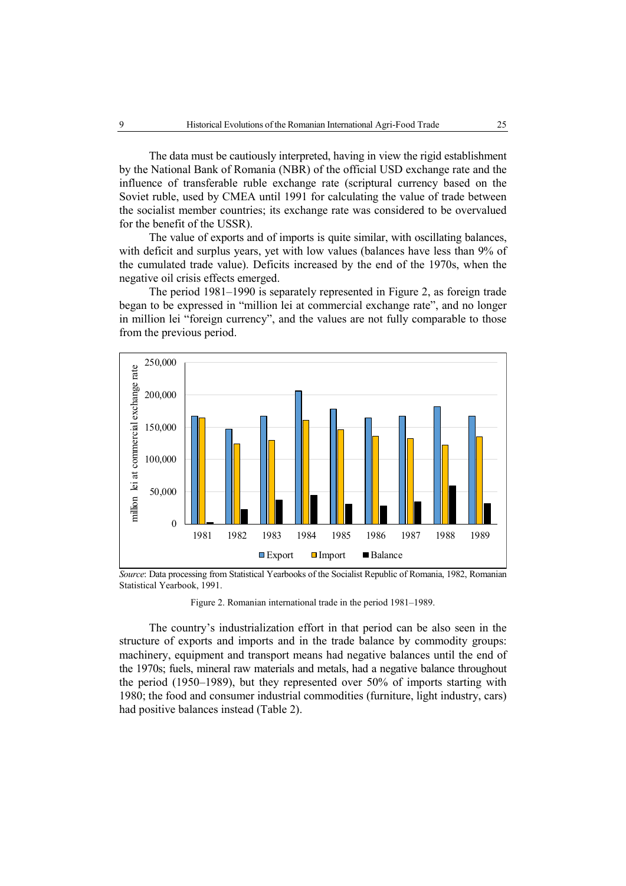The data must be cautiously interpreted, having in view the rigid establishment by the National Bank of Romania (NBR) of the official USD exchange rate and the influence of transferable ruble exchange rate (scriptural currency based on the Soviet ruble, used by CMEA until 1991 for calculating the value of trade between the socialist member countries; its exchange rate was considered to be overvalued for the benefit of the USSR).

The value of exports and of imports is quite similar, with oscillating balances, with deficit and surplus years, yet with low values (balances have less than 9% of the cumulated trade value). Deficits increased by the end of the 1970s, when the negative oil crisis effects emerged.

The period 1981–1990 is separately represented in Figure 2, as foreign trade began to be expressed in "million lei at commercial exchange rate", and no longer in million lei "foreign currency", and the values are not fully comparable to those from the previous period.

*Source*: Data processing from Statistical Yearbooks of the Socialist Republic of Romania, 1982, Romanian Statistical Yearbook, 1991.

Figure 2. Romanian international trade in the period 1981–1989.

The country's industrialization effort in that period can be also seen in the structure of exports and imports and in the trade balance by commodity groups: machinery, equipment and transport means had negative balances until the end of the 1970s; fuels, mineral raw materials and metals, had a negative balance throughout the period (1950–1989), but they represented over 50% of imports starting with 1980; the food and consumer industrial commodities (furniture, light industry, cars) had positive balances instead (Table 2).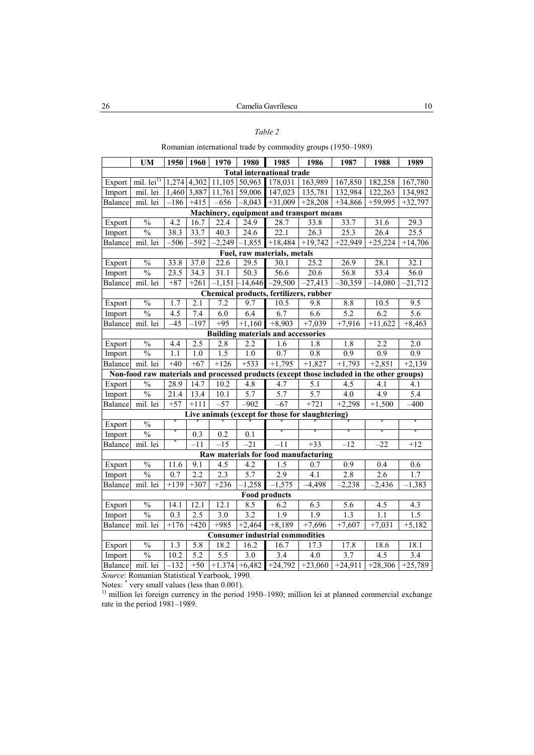*Table 2*

Romanian international trade by commodity groups (1950–1989)

| | UM | 1950 | 1960 | 1970 | 1980 | 1985 | 1986 | 1987 | 1988 | 1989 |
|---|---|---|---|---|---|---|---|---|---|---|
| **Total international trade** | | | | | | | | | | |
| Export | mil. lei[1)] | 1,274 | 4,302 | 11,105 | 50,963 | 178,031 | 163,989 | 167,850 | 182,258 | 167,780 |
| Import | mil. lei | 1,460 | 3,887 | 11,761 | 59,006 | 147,023 | 135,781 | 132,984 | 122,263 | 134,982 |
| Balance | mil. lei | –186 | +415 | –656 | –8,043 | +31,009 | +28,208 | +34,866 | +59,995 | +32,797 |
| **Machinery, equipment and transport means** | | | | | | | | | | |
| Export | % | 4.2 | 16.7 | 22.4 | 24.9 | 28.7 | 33.8 | 33.7 | 31.6 | 29.3 |
| Import | % | 38.3 | 33.7 | 40.3 | 24.6 | 22.1 | 26.3 | 25.3 | 26.4 | 25.5 |
| Balance | mil. lei | –506 | –592 | –2,249 | –1,855 | +18,484 | +19,742 | +22,949 | +25,224 | +14,706 |
| **Fuel, raw materials, metals** | | | | | | | | | | |
| Export | % | 33.8 | 37.0 | 22.6 | 29.5 | 30.1 | 25.2 | 26.9 | 28.1 | 32.1 |
| Import | % | 23.5 | 34.3 | 31.1 | 50.3 | 56.6 | 20.6 | 56.8 | 53.4 | 56.0 |
| Balance | mil. lei | +87 | +261 | –1,151 | –14,646 | –29,500 | –27,413 | –30,359 | –14,080 | –21,712 |
| **Chemical products, fertilizers, rubber** | | | | | | | | | | |
| Export | % | 1.7 | 2.1 | 7.2 | 9.7 | 10.5 | 9.8 | 8.8 | 10.5 | 9.5 |
| Import | % | 4.5 | 7.4 | 6.0 | 6.4 | 6.7 | 6.6 | 5.2 | 6.2 | 5.6 |
| Balance | mil. lei | –45 | –197 | +95 | +1,160 | +8,903 | +7,039 | +7,916 | +11,622 | +8,463 |
| **Building materials and accessories** | | | | | | | | | | |
| Export | % | 4.4 | 2.5 | 2.8 | 2.2 | 1.6 | 1.8 | 1.8 | 2.2 | 2.0 |
| Import | % | 1.1 | 1.0 | 1.5 | 1.0 | 0.7 | 0.8 | 0.9 | 0.9 | 0.9 |
| Balance | mil. lei | +40 | +67 | +126 | +533 | +1,795 | +1,827 | +1,793 | +2,851 | +2,139 |
| **Non-food raw materials and processed products (except those included in the other groups)** | | | | | | | | | | |
| Export | % | 28.9 | 14.7 | 10.2 | 4.8 | 4.7 | 5.1 | 4.5 | 4.1 | 4.1 |
| Import | % | 21.4 | 13.4 | 10.1 | 5.7 | 5.7 | 5.7 | 4.0 | 4.9 | 5.4 |
| Balance | mil. lei | +57 | +111 | –57 | –902 | –67 | +721 | +2,298 | +1,500 | –400 |
| **Live animals (except for those for slaughtering)** | | | | | | | | | | |
| Export | % | * | * | * | * | * | * | * | * | * |
| Import | % | * | 0.3 | 0.2 | 0.1 | * | * | * | * | * |
| Balance | mil. lei | * | –11 | –15 | –21 | –11 | +33 | –12 | –22 | +12 |
| **Raw materials for food manufacturing** | | | | | | | | | | |
| Export | % | 11.6 | 9.1 | 4.5 | 4.2 | 1.5 | 0.7 | 0.9 | 0.4 | 0.6 |
| Import | % | 0.7 | 2.2 | 2.3 | 5.7 | 2.9 | 4.1 | 2.8 | 2.6 | 1.7 |
| Balance | mil. lei | +139 | +307 | +236 | –1,258 | –1,575 | –4,498 | –2,238 | –2,436 | –1,383 |
| **Food products** | | | | | | | | | | |
| Export | % | 14.1 | 12.1 | 12.1 | 8.5 | 6.2 | 6.3 | 5.6 | 4.5 | 4.3 |
| Import | % | 0.3 | 2.5 | 3.0 | 3.2 | 1.9 | 1.9 | 1.3 | 1.1 | 1.5 |
| Balance | mil. lei | +176 | +420 | +985 | +2,464 | +8,189 | +7,696 | +7,607 | +7,031 | +5,182 |
| **Consumer industrial commodities** | | | | | | | | | | |
| Export | % | 1.3 | 5.8 | 18.2 | 16.2 | 16.7 | 17.3 | 17.8 | 18.6 | 18.1 |
| Import | % | 10.2 | 5.2 | 5.5 | 3.0 | 3.4 | 4.0 | 3.7 | 4.5 | 3.4 |
| Balance | mil. lei | –132 | +50 | +1.374 | +6,482 | +24,792 | +23,060 | +24,911 | +28,306 | +25,789 |

*Source*: Romanian Statistical Yearbook, 1990.

Notes: * very small values (less than 0.001).

[1)] million lei foreign currency in the period 1950–1980; million lei at planned commercial exchange rate in the period 1981–1989.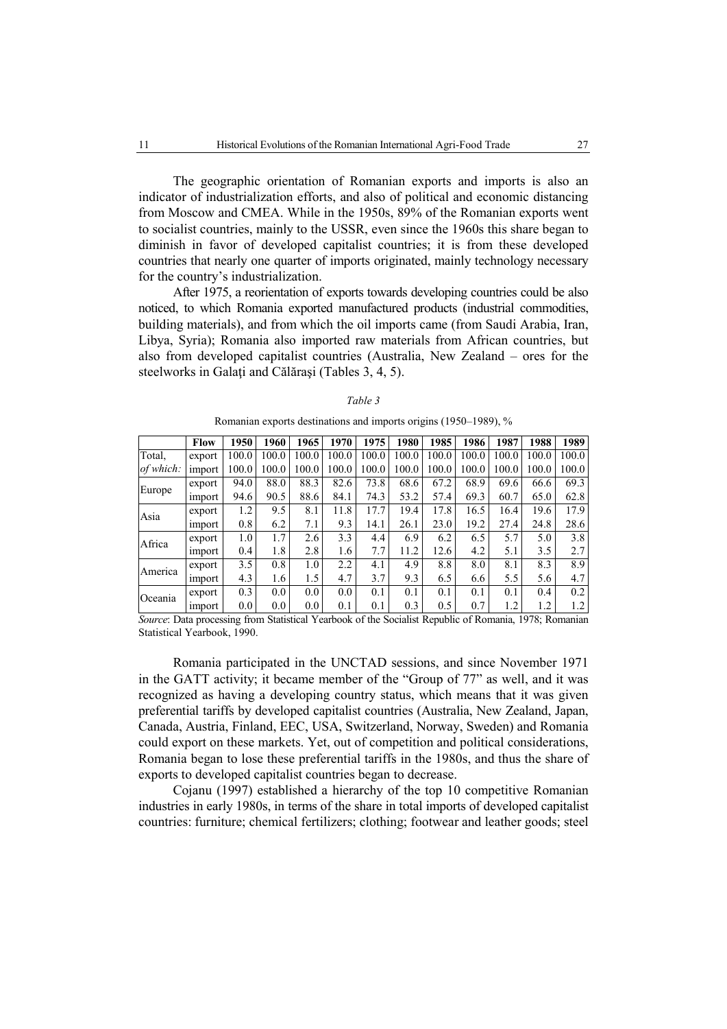The geographic orientation of Romanian exports and imports is also an indicator of industrialization efforts, and also of political and economic distancing from Moscow and CMEA. While in the 1950s, 89% of the Romanian exports went to socialist countries, mainly to the USSR, even since the 1960s this share began to diminish in favor of developed capitalist countries; it is from these developed countries that nearly one quarter of imports originated, mainly technology necessary for the country's industrialization.

After 1975, a reorientation of exports towards developing countries could be also noticed, to which Romania exported manufactured products (industrial commodities, building materials), and from which the oil imports came (from Saudi Arabia, Iran, Libya, Syria); Romania also imported raw materials from African countries, but also from developed capitalist countries (Australia, New Zealand – ores for the steelworks in Galați and Călărași (Tables 3, 4, 5).

*Table 3*

Romanian exports destinations and imports origins (1950–1989), %

| | **Flow** | **1950** | **1960** | **1965** | **1970** | **1975** | **1980** | **1985** | **1986** | **1987** | **1988** | **1989** |
|---|---|---|---|---|---|---|---|---|---|---|---|---|
| Total, | export | 100.0 | 100.0 | 100.0 | 100.0 | 100.0 | 100.0 | 100.0 | 100.0 | 100.0 | 100.0 | 100.0 |
| *of which:* | import | 100.0 | 100.0 | 100.0 | 100.0 | 100.0 | 100.0 | 100.0 | 100.0 | 100.0 | 100.0 | 100.0 |
| Europe | export | 94.0 | 88.0 | 88.3 | 82.6 | 73.8 | 68.6 | 67.2 | 68.9 | 69.6 | 66.6 | 69.3 |
| | import | 94.6 | 90.5 | 88.6 | 84.1 | 74.3 | 53.2 | 57.4 | 69.3 | 60.7 | 65.0 | 62.8 |
| Asia | export | 1.2 | 9.5 | 8.1 | 11.8 | 17.7 | 19.4 | 17.8 | 16.5 | 16.4 | 19.6 | 17.9 |
| | import | 0.8 | 6.2 | 7.1 | 9.3 | 14.1 | 26.1 | 23.0 | 19.2 | 27.4 | 24.8 | 28.6 |
| Africa | export | 1.0 | 1.7 | 2.6 | 3.3 | 4.4 | 6.9 | 6.2 | 6.5 | 5.7 | 5.0 | 3.8 |
| | import | 0.4 | 1.8 | 2.8 | 1.6 | 7.7 | 11.2 | 12.6 | 4.2 | 5.1 | 3.5 | 2.7 |
| America | export | 3.5 | 0.8 | 1.0 | 2.2 | 4.1 | 4.9 | 8.8 | 8.0 | 8.1 | 8.3 | 8.9 |
| | import | 4.3 | 1.6 | 1.5 | 4.7 | 3.7 | 9.3 | 6.5 | 6.6 | 5.5 | 5.6 | 4.7 |
| Oceania | export | 0.3 | 0.0 | 0.0 | 0.0 | 0.1 | 0.1 | 0.1 | 0.1 | 0.1 | 0.4 | 0.2 |
| | import | 0.0 | 0.0 | 0.0 | 0.1 | 0.1 | 0.3 | 0.5 | 0.7 | 1.2 | 1.2 | 1.2 |

*Source*: Data processing from Statistical Yearbook of the Socialist Republic of Romania, 1978; Romanian Statistical Yearbook, 1990.

Romania participated in the UNCTAD sessions, and since November 1971 in the GATT activity; it became member of the "Group of 77" as well, and it was recognized as having a developing country status, which means that it was given preferential tariffs by developed capitalist countries (Australia, New Zealand, Japan, Canada, Austria, Finland, EEC, USA, Switzerland, Norway, Sweden) and Romania could export on these markets. Yet, out of competition and political considerations, Romania began to lose these preferential tariffs in the 1980s, and thus the share of exports to developed capitalist countries began to decrease.

Cojanu (1997) established a hierarchy of the top 10 competitive Romanian industries in early 1980s, in terms of the share in total imports of developed capitalist countries: furniture; chemical fertilizers; clothing; footwear and leather goods; steel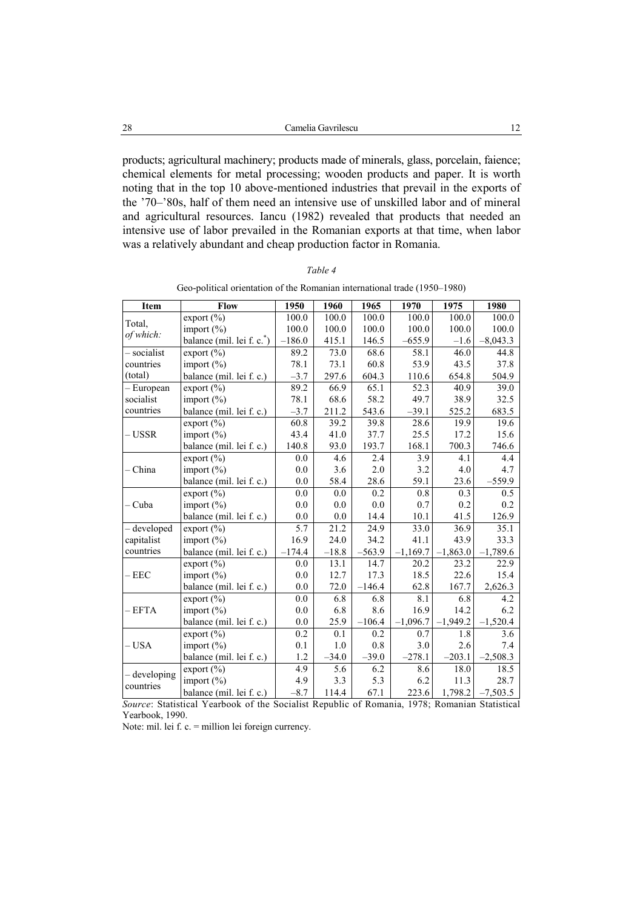products; agricultural machinery; products made of minerals, glass, porcelain, faience; chemical elements for metal processing; wooden products and paper. It is worth noting that in the top 10 above-mentioned industries that prevail in the exports of the '70–'80s, half of them need an intensive use of unskilled labor and of mineral and agricultural resources. Iancu (1982) revealed that products that needed an intensive use of labor prevailed in the Romanian exports at that time, when labor was a relatively abundant and cheap production factor in Romania.

*Table 4*

Geo-political orientation of the Romanian international trade (1950–1980)

| Item | Flow | 1950 | 1960 | 1965 | 1970 | 1975 | 1980 |
|---|---|---|---|---|---|---|---|
| Total, *of which:* | export (%) | 100.0 | 100.0 | 100.0 | 100.0 | 100.0 | 100.0 |
| | import (%) | 100.0 | 100.0 | 100.0 | 100.0 | 100.0 | 100.0 |
| | balance (mil. lei f. c.*) | –186.0 | 415.1 | 146.5 | –655.9 | –1.6 | –8,043.3 |
| – socialist countries (total) | export (%) | 89.2 | 73.0 | 68.6 | 58.1 | 46.0 | 44.8 |
| | import (%) | 78.1 | 73.1 | 60.8 | 53.9 | 43.5 | 37.8 |
| | balance (mil. lei f. c.) | –3.7 | 297.6 | 604.3 | 110.6 | 654.8 | 504.9 |
| – European socialist countries | export (%) | 89.2 | 66.9 | 65.1 | 52.3 | 40.9 | 39.0 |
| | import (%) | 78.1 | 68.6 | 58.2 | 49.7 | 38.9 | 32.5 |
| | balance (mil. lei f. c.) | –3.7 | 211.2 | 543.6 | –39.1 | 525.2 | 683.5 |
| – USSR | export (%) | 60.8 | 39.2 | 39.8 | 28.6 | 19.9 | 19.6 |
| | import (%) | 43.4 | 41.0 | 37.7 | 25.5 | 17.2 | 15.6 |
| | balance (mil. lei f. c.) | 140.8 | 93.0 | 193.7 | 168.1 | 700.3 | 746.6 |
| – China | export (%) | 0.0 | 4.6 | 2.4 | 3.9 | 4.1 | 4.4 |
| | import (%) | 0.0 | 3.6 | 2.0 | 3.2 | 4.0 | 4.7 |
| | balance (mil. lei f. c.) | 0.0 | 58.4 | 28.6 | 59.1 | 23.6 | –559.9 |
| – Cuba | export (%) | 0.0 | 0.0 | 0.2 | 0.8 | 0.3 | 0.5 |
| | import (%) | 0.0 | 0.0 | 0.0 | 0.7 | 0.2 | 0.2 |
| | balance (mil. lei f. c.) | 0.0 | 0.0 | 14.4 | 10.1 | 41.5 | 126.9 |
| – developed capitalist countries | export (%) | 5.7 | 21.2 | 24.9 | 33.0 | 36.9 | 35.1 |
| | import (%) | 16.9 | 24.0 | 34.2 | 41.1 | 43.9 | 33.3 |
| | balance (mil. lei f. c.) | –174.4 | –18.8 | –563.9 | –1,169.7 | –1,863.0 | –1,789.6 |
| – EEC | export (%) | 0.0 | 13.1 | 14.7 | 20.2 | 23.2 | 22.9 |
| | import (%) | 0.0 | 12.7 | 17.3 | 18.5 | 22.6 | 15.4 |
| | balance (mil. lei f. c.) | 0.0 | 72.0 | –146.4 | 62.8 | 167.7 | 2,626.3 |
| – EFTA | export (%) | 0.0 | 6.8 | 6.8 | 8.1 | 6.8 | 4.2 |
| | import (%) | 0.0 | 6.8 | 8.6 | 16.9 | 14.2 | 6.2 |
| | balance (mil. lei f. c.) | 0.0 | 25.9 | –106.4 | –1,096.7 | –1,949.2 | –1,520.4 |
| – USA | export (%) | 0.2 | 0.1 | 0.2 | 0.7 | 1.8 | 3.6 |
| | import (%) | 0.1 | 1.0 | 0.8 | 3.0 | 2.6 | 7.4 |
| | balance (mil. lei f. c.) | 1.2 | –34.0 | –39.0 | –278.1 | –203.1 | –2,508.3 |
| – developing countries | export (%) | 4.9 | 5.6 | 6.2 | 8.6 | 18.0 | 18.5 |
| | import (%) | 4.9 | 3.3 | 5.3 | 6.2 | 11.3 | 28.7 |
| | balance (mil. lei f. c.) | –8.7 | 114.4 | 67.1 | 223.6 | 1,798.2 | –7,503.5 |

*Source*: Statistical Yearbook of the Socialist Republic of Romania, 1978; Romanian Statistical Yearbook, 1990.

Note: mil. lei f. c. = million lei foreign currency.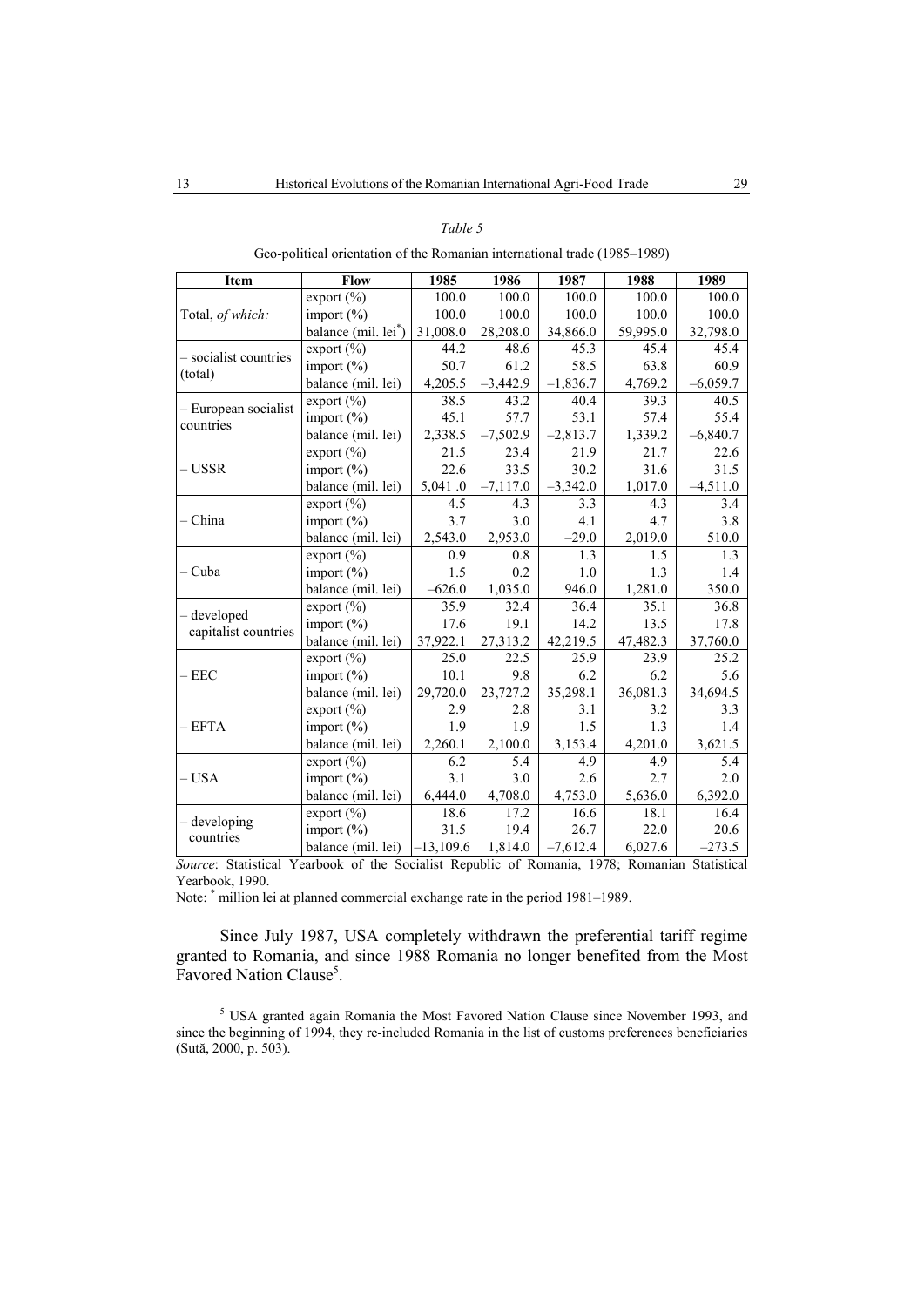*Table 5*

Geo-political orientation of the Romanian international trade (1985–1989)

| Item | Flow | 1985 | 1986 | 1987 | 1988 | 1989 |
|---|---|---|---|---|---|---|
| Total, *of which:* | export (%) | 100.0 | 100.0 | 100.0 | 100.0 | 100.0 |
| | import (%) | 100.0 | 100.0 | 100.0 | 100.0 | 100.0 |
| | balance (mil. lei*) | 31,008.0 | 28,208.0 | 34,866.0 | 59,995.0 | 32,798.0 |
| – socialist countries (total) | export (%) | 44.2 | 48.6 | 45.3 | 45.4 | 45.4 |
| | import (%) | 50.7 | 61.2 | 58.5 | 63.8 | 60.9 |
| | balance (mil. lei) | 4,205.5 | –3,442.9 | –1,836.7 | 4,769.2 | –6,059.7 |
| – European socialist countries | export (%) | 38.5 | 43.2 | 40.4 | 39.3 | 40.5 |
| | import (%) | 45.1 | 57.7 | 53.1 | 57.4 | 55.4 |
| | balance (mil. lei) | 2,338.5 | –7,502.9 | –2,813.7 | 1,339.2 | –6,840.7 |
| – USSR | export (%) | 21.5 | 23.4 | 21.9 | 21.7 | 22.6 |
| | import (%) | 22.6 | 33.5 | 30.2 | 31.6 | 31.5 |
| | balance (mil. lei) | 5,041 .0 | –7,117.0 | –3,342.0 | 1,017.0 | –4,511.0 |
| – China | export (%) | 4.5 | 4.3 | 3.3 | 4.3 | 3.4 |
| | import (%) | 3.7 | 3.0 | 4.1 | 4.7 | 3.8 |
| | balance (mil. lei) | 2,543.0 | 2,953.0 | –29.0 | 2,019.0 | 510.0 |
| – Cuba | export (%) | 0.9 | 0.8 | 1.3 | 1.5 | 1.3 |
| | import (%) | 1.5 | 0.2 | 1.0 | 1.3 | 1.4 |
| | balance (mil. lei) | –626.0 | 1,035.0 | 946.0 | 1,281.0 | 350.0 |
| – developed capitalist countries | export (%) | 35.9 | 32.4 | 36.4 | 35.1 | 36.8 |
| | import (%) | 17.6 | 19.1 | 14.2 | 13.5 | 17.8 |
| | balance (mil. lei) | 37,922.1 | 27,313.2 | 42,219.5 | 47,482.3 | 37,760.0 |
| – EEC | export (%) | 25.0 | 22.5 | 25.9 | 23.9 | 25.2 |
| | import (%) | 10.1 | 9.8 | 6.2 | 6.2 | 5.6 |
| | balance (mil. lei) | 29,720.0 | 23,727.2 | 35,298.1 | 36,081.3 | 34,694.5 |
| – EFTA | export (%) | 2.9 | 2.8 | 3.1 | 3.2 | 3.3 |
| | import (%) | 1.9 | 1.9 | 1.5 | 1.3 | 1.4 |
| | balance (mil. lei) | 2,260.1 | 2,100.0 | 3,153.4 | 4,201.0 | 3,621.5 |
| – USA | export (%) | 6.2 | 5.4 | 4.9 | 4.9 | 5.4 |
| | import (%) | 3.1 | 3.0 | 2.6 | 2.7 | 2.0 |
| | balance (mil. lei) | 6,444.0 | 4,708.0 | 4,753.0 | 5,636.0 | 6,392.0 |
| – developing countries | export (%) | 18.6 | 17.2 | 16.6 | 18.1 | 16.4 |
| | import (%) | 31.5 | 19.4 | 26.7 | 22.0 | 20.6 |
| | balance (mil. lei) | –13,109.6 | 1,814.0 | –7,612.4 | 6,027.6 | –273.5 |

*Source*: Statistical Yearbook of the Socialist Republic of Romania, 1978; Romanian Statistical Yearbook, 1990.

Note: * million lei at planned commercial exchange rate in the period 1981–1989.

Since July 1987, USA completely withdrawn the preferential tariff regime granted to Romania, and since 1988 Romania no longer benefited from the Most Favored Nation Clause[5].

[5] USA granted again Romania the Most Favored Nation Clause since November 1993, and since the beginning of 1994, they re-included Romania in the list of customs preferences beneficiaries (Sută, 2000, p. 503).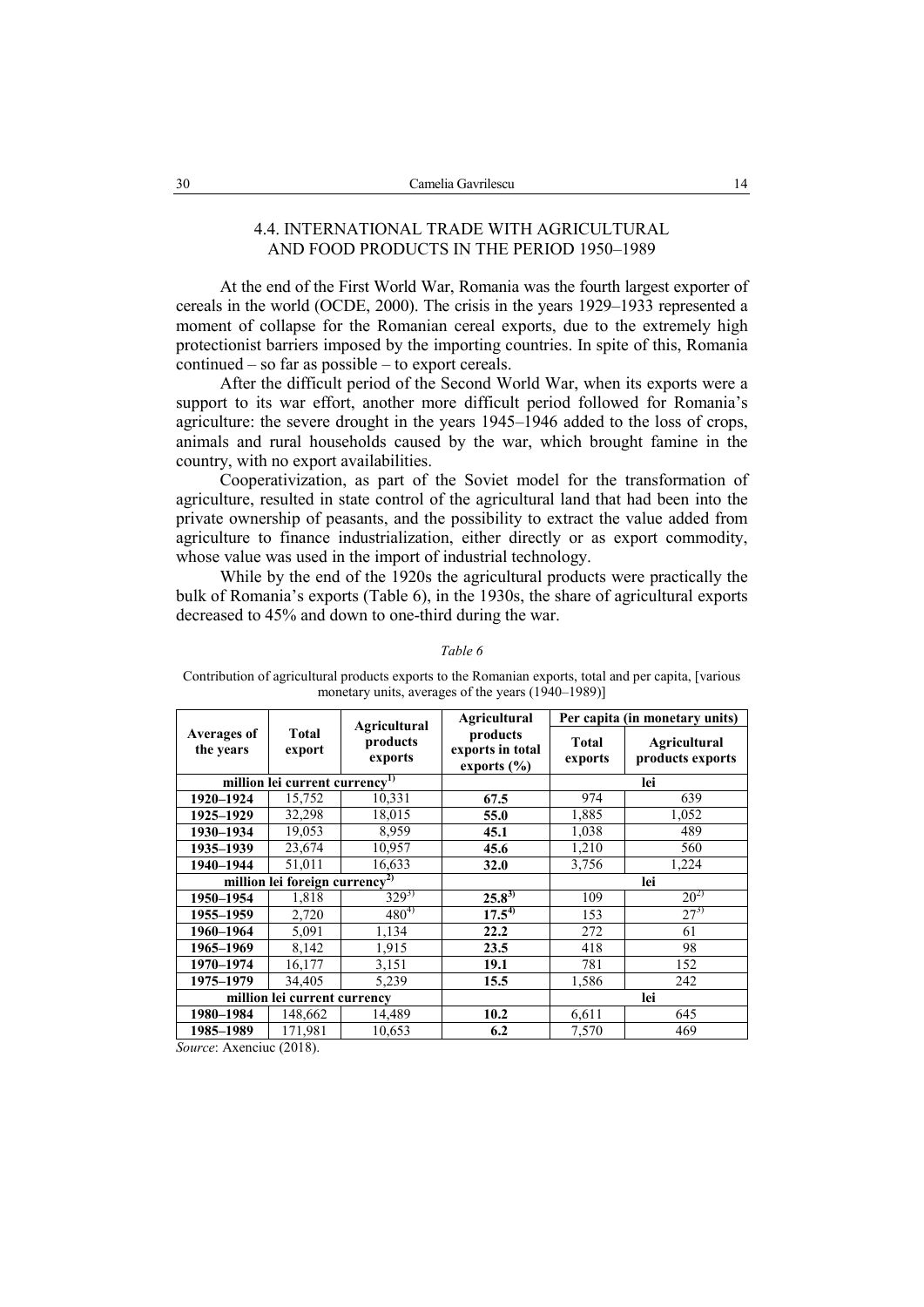### 4.4. INTERNATIONAL TRADE WITH AGRICULTURAL AND FOOD PRODUCTS IN THE PERIOD 1950–1989

At the end of the First World War, Romania was the fourth largest exporter of cereals in the world (OCDE, 2000). The crisis in the years 1929–1933 represented a moment of collapse for the Romanian cereal exports, due to the extremely high protectionist barriers imposed by the importing countries. In spite of this, Romania continued – so far as possible – to export cereals.

After the difficult period of the Second World War, when its exports were a support to its war effort, another more difficult period followed for Romania's agriculture: the severe drought in the years 1945–1946 added to the loss of crops, animals and rural households caused by the war, which brought famine in the country, with no export availabilities.

Cooperativization, as part of the Soviet model for the transformation of agriculture, resulted in state control of the agricultural land that had been into the private ownership of peasants, and the possibility to extract the value added from agriculture to finance industrialization, either directly or as export commodity, whose value was used in the import of industrial technology.

While by the end of the 1920s the agricultural products were practically the bulk of Romania's exports (Table 6), in the 1930s, the share of agricultural exports decreased to 45% and down to one-third during the war.

*Table 6*

Contribution of agricultural products exports to the Romanian exports, total and per capita, [various monetary units, averages of the years (1940–1989)]

| Averages of the years | Total export | Agricultural products exports | Agricultural products exports in total exports (%) | Per capita (in monetary units) | |
|---|---|---|---|---|---|
| | | | | Total exports | Agricultural products exports |
| million lei current currency[1] | | | | lei | |
| **1920–1924** | 15,752 | 10,331 | **67.5** | 974 | 639 |
| **1925–1929** | 32,298 | 18,015 | **55.0** | 1,885 | 1,052 |
| **1930–1934** | 19,053 | 8,959 | **45.1** | 1,038 | 489 |
| **1935–1939** | 23,674 | 10,957 | **45.6** | 1,210 | 560 |
| **1940–1944** | 51,011 | 16,633 | **32.0** | 3,756 | 1,224 |
| million lei foreign currency[2] | | | | lei | |
| **1950–1954** | 1,818 | 329[3] | **25.8[3]** | 109 | 20[2] |
| **1955–1959** | 2,720 | 480[4] | **17.5[4]** | 153 | 27[3] |
| **1960–1964** | 5,091 | 1,134 | **22.2** | 272 | 61 |
| **1965–1969** | 8,142 | 1,915 | **23.5** | 418 | 98 |
| **1970–1974** | 16,177 | 3,151 | **19.1** | 781 | 152 |
| **1975–1979** | 34,405 | 5,239 | **15.5** | 1,586 | 242 |
| million lei current currency | | | | lei | |
| **1980–1984** | 148,662 | 14,489 | **10.2** | 6,611 | 645 |
| **1985–1989** | 171,981 | 10,653 | **6.2** | 7,570 | 469 |

*Source*: Axenciuc (2018).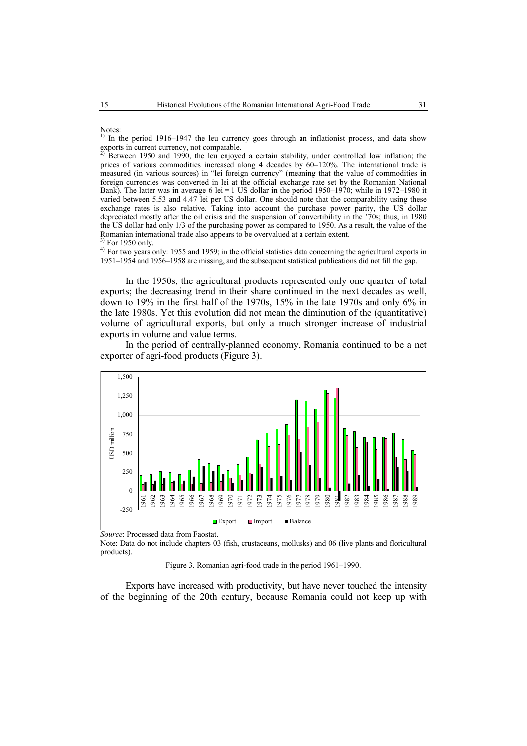Notes:

[1)] In the period 1916–1947 the leu currency goes through an inflationist process, and data show exports in current currency, not comparable.

[2)] Between 1950 and 1990, the leu enjoyed a certain stability, under controlled low inflation; the prices of various commodities increased along 4 decades by 60–120%. The international trade is measured (in various sources) in "lei foreign currency" (meaning that the value of commodities in foreign currencies was converted in lei at the official exchange rate set by the Romanian National Bank). The latter was in average 6 lei = 1 US dollar in the period 1950–1970; while in 1972–1980 it varied between 5.53 and 4.47 lei per US dollar. One should note that the comparability using these exchange rates is also relative. Taking into account the purchase power parity, the US dollar depreciated mostly after the oil crisis and the suspension of convertibility in the '70s; thus, in 1980 the US dollar had only 1/3 of the purchasing power as compared to 1950. As a result, the value of the Romanian international trade also appears to be overvalued at a certain extent.

[3)] For 1950 only.

[4)] For two years only: 1955 and 1959; in the official statistics data concerning the agricultural exports in 1951–1954 and 1956–1958 are missing, and the subsequent statistical publications did not fill the gap.

In the 1950s, the agricultural products represented only one quarter of total exports; the decreasing trend in their share continued in the next decades as well, down to 19% in the first half of the 1970s, 15% in the late 1970s and only 6% in the late 1980s. Yet this evolution did not mean the diminution of the (quantitative) volume of agricultural exports, but only a much stronger increase of industrial exports in volume and value terms.

In the period of centrally-planned economy, Romania continued to be a net exporter of agri-food products (Figure 3).

*Source*: Processed data from Faostat.

Note: Data do not include chapters 03 (fish, crustaceans, mollusks) and 06 (live plants and floricultural products).

Figure 3. Romanian agri-food trade in the period 1961–1990.

Exports have increased with productivity, but have never touched the intensity of the beginning of the 20th century, because Romania could not keep up with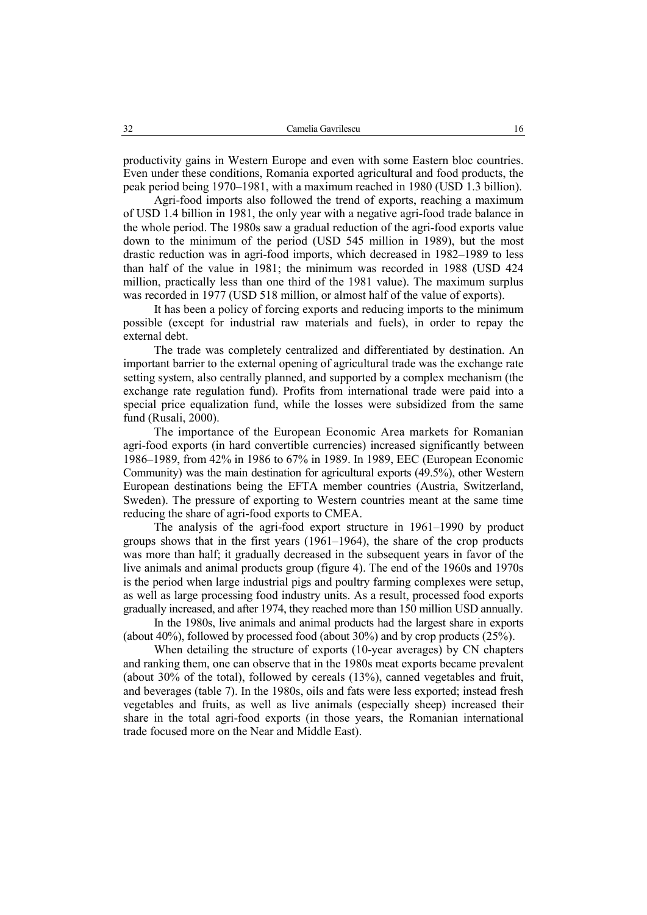productivity gains in Western Europe and even with some Eastern bloc countries. Even under these conditions, Romania exported agricultural and food products, the peak period being 1970–1981, with a maximum reached in 1980 (USD 1.3 billion).

Agri-food imports also followed the trend of exports, reaching a maximum of USD 1.4 billion in 1981, the only year with a negative agri-food trade balance in the whole period. The 1980s saw a gradual reduction of the agri-food exports value down to the minimum of the period (USD 545 million in 1989), but the most drastic reduction was in agri-food imports, which decreased in 1982–1989 to less than half of the value in 1981; the minimum was recorded in 1988 (USD 424 million, practically less than one third of the 1981 value). The maximum surplus was recorded in 1977 (USD 518 million, or almost half of the value of exports).

It has been a policy of forcing exports and reducing imports to the minimum possible (except for industrial raw materials and fuels), in order to repay the external debt.

The trade was completely centralized and differentiated by destination. An important barrier to the external opening of agricultural trade was the exchange rate setting system, also centrally planned, and supported by a complex mechanism (the exchange rate regulation fund). Profits from international trade were paid into a special price equalization fund, while the losses were subsidized from the same fund (Rusali, 2000).

The importance of the European Economic Area markets for Romanian agri-food exports (in hard convertible currencies) increased significantly between 1986–1989, from 42% in 1986 to 67% in 1989. In 1989, EEC (European Economic Community) was the main destination for agricultural exports (49.5%), other Western European destinations being the EFTA member countries (Austria, Switzerland, Sweden). The pressure of exporting to Western countries meant at the same time reducing the share of agri-food exports to CMEA.

The analysis of the agri-food export structure in 1961–1990 by product groups shows that in the first years (1961–1964), the share of the crop products was more than half; it gradually decreased in the subsequent years in favor of the live animals and animal products group (figure 4). The end of the 1960s and 1970s is the period when large industrial pigs and poultry farming complexes were setup, as well as large processing food industry units. As a result, processed food exports gradually increased, and after 1974, they reached more than 150 million USD annually.

In the 1980s, live animals and animal products had the largest share in exports (about 40%), followed by processed food (about 30%) and by crop products (25%).

When detailing the structure of exports (10-year averages) by CN chapters and ranking them, one can observe that in the 1980s meat exports became prevalent (about 30% of the total), followed by cereals (13%), canned vegetables and fruit, and beverages (table 7). In the 1980s, oils and fats were less exported; instead fresh vegetables and fruits, as well as live animals (especially sheep) increased their share in the total agri-food exports (in those years, the Romanian international trade focused more on the Near and Middle East).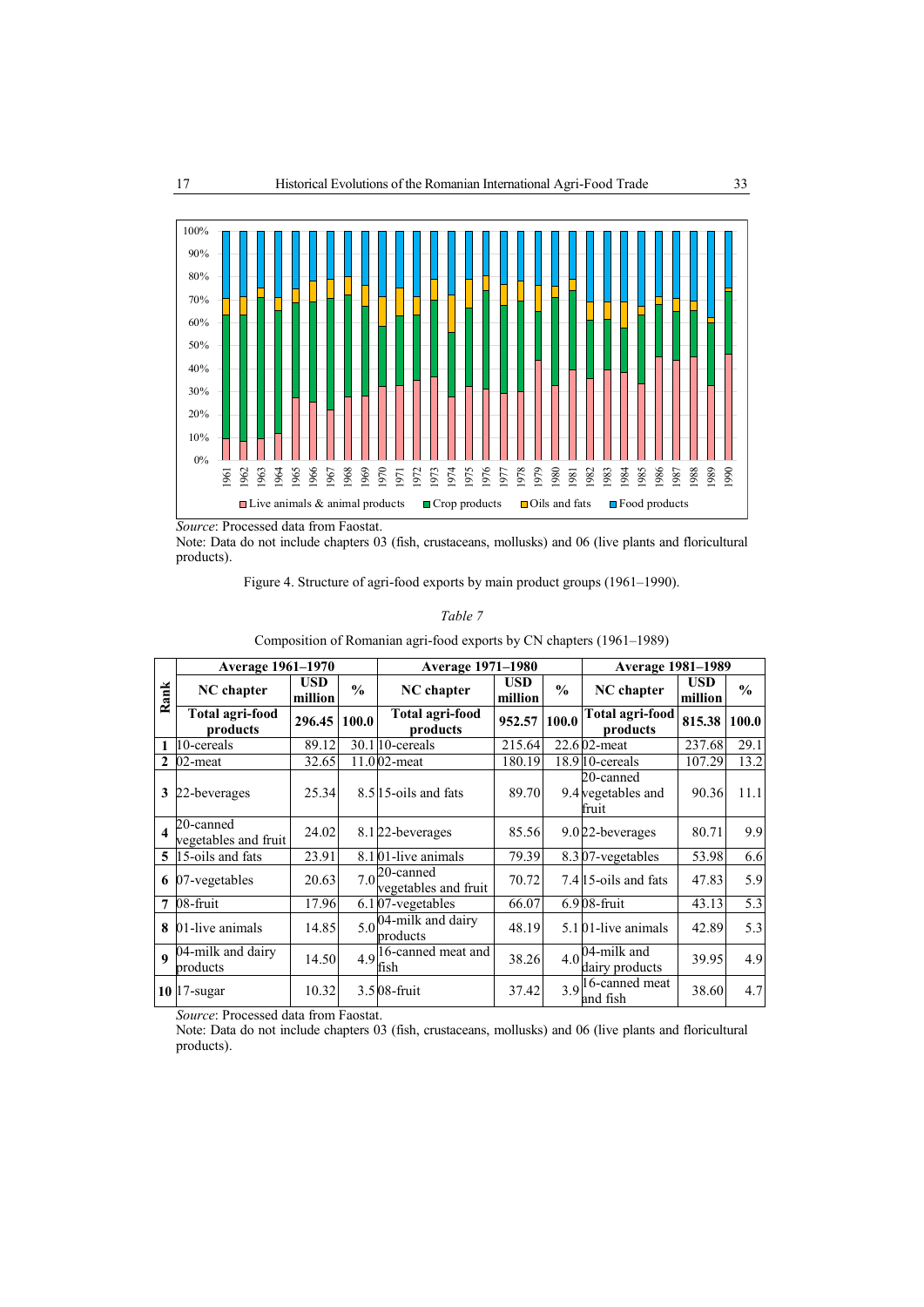*Source*: Processed data from Faostat.

Note: Data do not include chapters 03 (fish, crustaceans, mollusks) and 06 (live plants and floricultural products).

Figure 4. Structure of agri-food exports by main product groups (1961–1990).

*Table 7*

Composition of Romanian agri-food exports by CN chapters (1961–1989)

| Rank | Average 1961–1970 | | | Average 1971–1980 | | | Average 1981–1989 | | |
|---|---|---|---|---|---|---|---|---|---|
| | NC chapter | USD million | % | NC chapter | USD million | % | NC chapter | USD million | % |
| | **Total agri-food products** | **296.45** | **100.0** | **Total agri-food products** | **952.57** | **100.0** | **Total agri-food products** | **815.38** | **100.0** |
| **1** | 10-cereals | 89.12 | 30.1 | 10-cereals | 215.64 | 22.6 | 02-meat | 237.68 | 29.1 |
| **2** | 02-meat | 32.65 | 11.0 | 02-meat | 180.19 | 18.9 | 10-cereals | 107.29 | 13.2 |
| **3** | 22-beverages | 25.34 | 8.5 | 15-oils and fats | 89.70 | 9.4 | 20-canned vegetables and fruit | 90.36 | 11.1 |
| **4** | 20-canned vegetables and fruit | 24.02 | 8.1 | 22-beverages | 85.56 | 9.0 | 22-beverages | 80.71 | 9.9 |
| **5** | 15-oils and fats | 23.91 | 8.1 | 01-live animals | 79.39 | 8.3 | 07-vegetables | 53.98 | 6.6 |
| **6** | 07-vegetables | 20.63 | 7.0 | 20-canned vegetables and fruit | 70.72 | 7.4 | 15-oils and fats | 47.83 | 5.9 |
| **7** | 08-fruit | 17.96 | 6.1 | 07-vegetables | 66.07 | 6.9 | 08-fruit | 43.13 | 5.3 |
| **8** | 01-live animals | 14.85 | 5.0 | 04-milk and dairy products | 48.19 | 5.1 | 01-live animals | 42.89 | 5.3 |
| **9** | 04-milk and dairy products | 14.50 | 4.9 | 16-canned meat and fish | 38.26 | 4.0 | 04-milk and dairy products | 39.95 | 4.9 |
| **10** | 17-sugar | 10.32 | 3.5 | 08-fruit | 37.42 | 3.9 | 16-canned meat and fish | 38.60 | 4.7 |

*Source*: Processed data from Faostat.

Note: Data do not include chapters 03 (fish, crustaceans, mollusks) and 06 (live plants and floricultural products).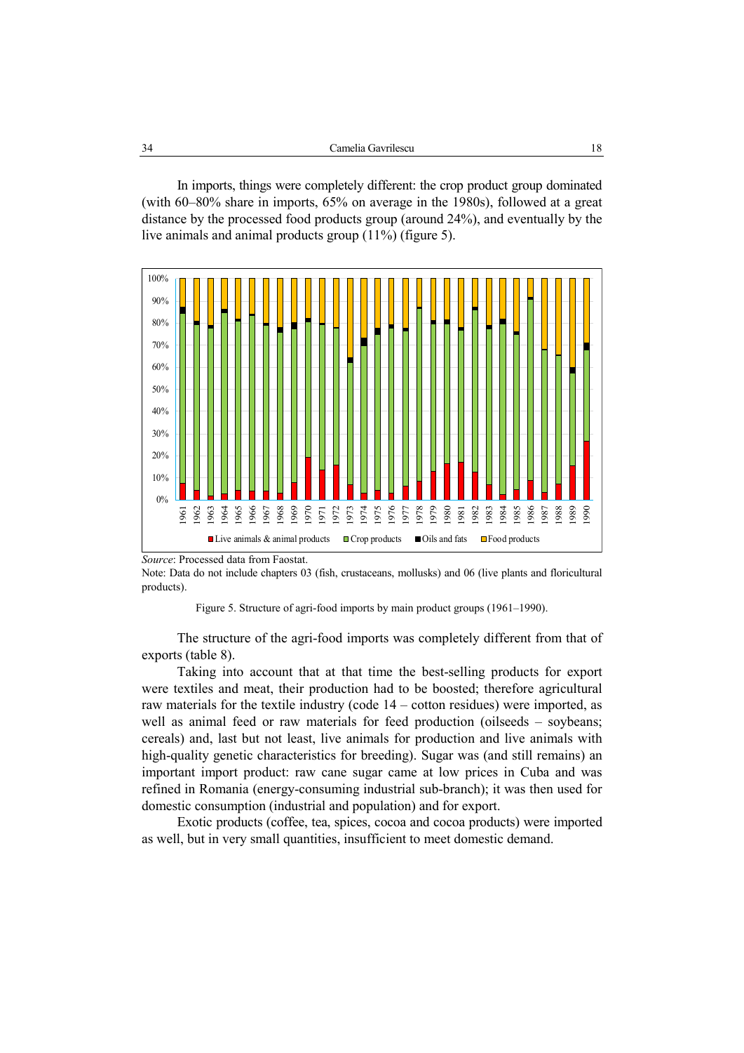In imports, things were completely different: the crop product group dominated (with 60–80% share in imports, 65% on average in the 1980s), followed at a great distance by the processed food products group (around 24%), and eventually by the live animals and animal products group (11%) (figure 5).

*Source*: Processed data from Faostat.

Note: Data do not include chapters 03 (fish, crustaceans, mollusks) and 06 (live plants and floricultural products).

Figure 5. Structure of agri-food imports by main product groups (1961–1990).

The structure of the agri-food imports was completely different from that of exports (table 8).

Taking into account that at that time the best-selling products for export were textiles and meat, their production had to be boosted; therefore agricultural raw materials for the textile industry (code 14 – cotton residues) were imported, as well as animal feed or raw materials for feed production (oilseeds – soybeans; cereals) and, last but not least, live animals for production and live animals with high-quality genetic characteristics for breeding). Sugar was (and still remains) an important import product: raw cane sugar came at low prices in Cuba and was refined in Romania (energy-consuming industrial sub-branch); it was then used for domestic consumption (industrial and population) and for export.

Exotic products (coffee, tea, spices, cocoa and cocoa products) were imported as well, but in very small quantities, insufficient to meet domestic demand.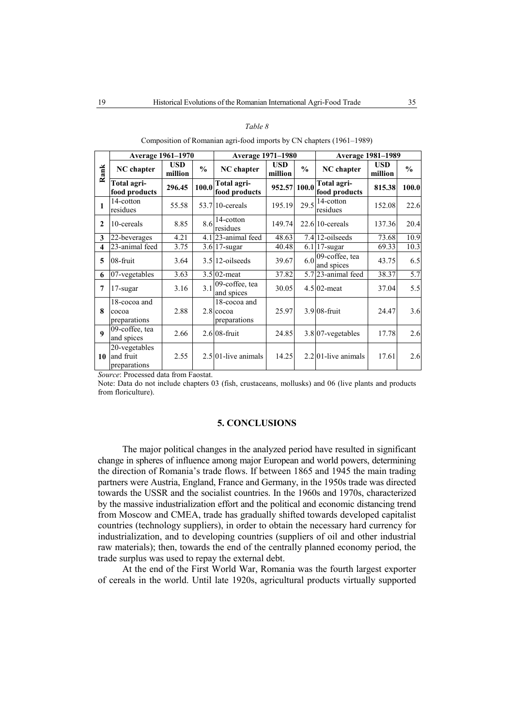*Table 8*

Composition of Romanian agri-food imports by CN chapters (1961–1989)

| Rank | Average 1961–1970 | | | Average 1971–1980 | | | Average 1981–1989 | | |
|---|---|---|---|---|---|---|---|---|---|
| | NC chapter | USD million | % | NC chapter | USD million | % | NC chapter | USD million | % |
| | **Total agri-food products** | **296.45** | **100.0** | **Total agri-food products** | **952.57** | **100.0** | **Total agri-food products** | **815.38** | **100.0** |
| **1** | 14-cotton residues | 55.58 | 53.7 | 10-cereals | 195.19 | 29.5 | 14-cotton residues | 152.08 | 22.6 |
| **2** | 10-cereals | 8.85 | 8.6 | 14-cotton residues | 149.74 | 22.6 | 10-cereals | 137.36 | 20.4 |
| **3** | 22-beverages | 4.21 | 4.1 | 23-animal feed | 48.63 | 7.4 | 12-oilseeds | 73.68 | 10.9 |
| **4** | 23-animal feed | 3.75 | 3.6 | 17-sugar | 40.48 | 6.1 | 17-sugar | 69.33 | 10.3 |
| **5** | 08-fruit | 3.64 | 3.5 | 12-oilseeds | 39.67 | 6.0 | 09-coffee, tea and spices | 43.75 | 6.5 |
| **6** | 07-vegetables | 3.63 | 3.5 | 02-meat | 37.82 | 5.7 | 23-animal feed | 38.37 | 5.7 |
| **7** | 17-sugar | 3.16 | 3.1 | 09-coffee, tea and spices | 30.05 | 4.5 | 02-meat | 37.04 | 5.5 |
| **8** | 18-cocoa and cocoa preparations | 2.88 | 2.8 | 18-cocoa and cocoa preparations | 25.97 | 3.9 | 08-fruit | 24.47 | 3.6 |
| **9** | 09-coffee, tea and spices | 2.66 | 2.6 | 08-fruit | 24.85 | 3.8 | 07-vegetables | 17.78 | 2.6 |
| **10** | 20-vegetables and fruit preparations | 2.55 | 2.5 | 01-live animals | 14.25 | 2.2 | 01-live animals | 17.61 | 2.6 |

*Source*: Processed data from Faostat.

Note: Data do not include chapters 03 (fish, crustaceans, mollusks) and 06 (live plants and products from floriculture).

## 5. CONCLUSIONS

The major political changes in the analyzed period have resulted in significant change in spheres of influence among major European and world powers, determining the direction of Romania's trade flows. If between 1865 and 1945 the main trading partners were Austria, England, France and Germany, in the 1950s trade was directed towards the USSR and the socialist countries. In the 1960s and 1970s, characterized by the massive industrialization effort and the political and economic distancing trend from Moscow and CMEA, trade has gradually shifted towards developed capitalist countries (technology suppliers), in order to obtain the necessary hard currency for industrialization, and to developing countries (suppliers of oil and other industrial raw materials); then, towards the end of the centrally planned economy period, the trade surplus was used to repay the external debt.

At the end of the First World War, Romania was the fourth largest exporter of cereals in the world. Until late 1920s, agricultural products virtually supported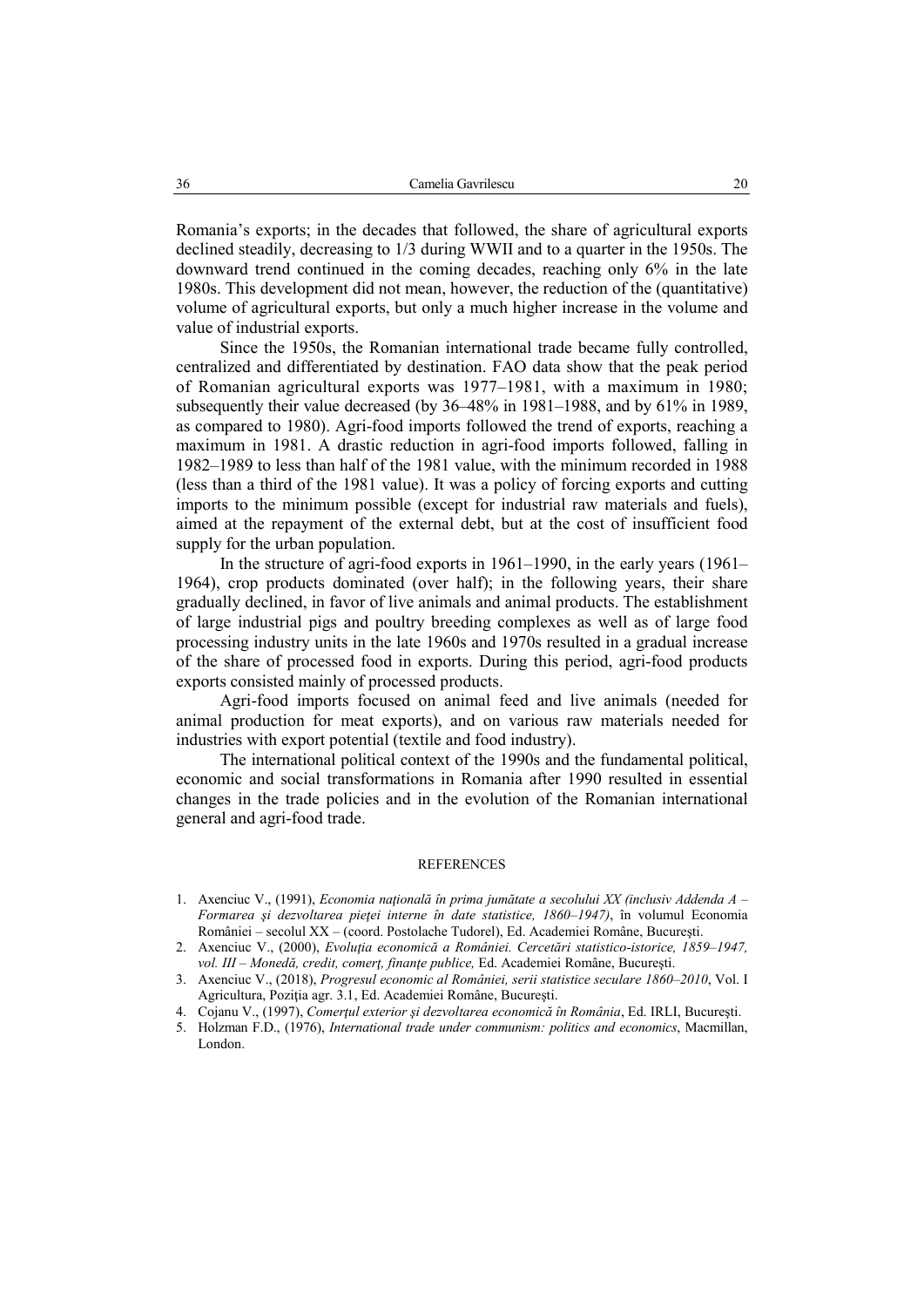Romania's exports; in the decades that followed, the share of agricultural exports declined steadily, decreasing to 1/3 during WWII and to a quarter in the 1950s. The downward trend continued in the coming decades, reaching only 6% in the late 1980s. This development did not mean, however, the reduction of the (quantitative) volume of agricultural exports, but only a much higher increase in the volume and value of industrial exports.

Since the 1950s, the Romanian international trade became fully controlled, centralized and differentiated by destination. FAO data show that the peak period of Romanian agricultural exports was 1977–1981, with a maximum in 1980; subsequently their value decreased (by 36–48% in 1981–1988, and by 61% in 1989, as compared to 1980). Agri-food imports followed the trend of exports, reaching a maximum in 1981. A drastic reduction in agri-food imports followed, falling in 1982–1989 to less than half of the 1981 value, with the minimum recorded in 1988 (less than a third of the 1981 value). It was a policy of forcing exports and cutting imports to the minimum possible (except for industrial raw materials and fuels), aimed at the repayment of the external debt, but at the cost of insufficient food supply for the urban population.

In the structure of agri-food exports in 1961–1990, in the early years (1961–1964), crop products dominated (over half); in the following years, their share gradually declined, in favor of live animals and animal products. The establishment of large industrial pigs and poultry breeding complexes as well as of large food processing industry units in the late 1960s and 1970s resulted in a gradual increase of the share of processed food in exports. During this period, agri-food products exports consisted mainly of processed products.

Agri-food imports focused on animal feed and live animals (needed for animal production for meat exports), and on various raw materials needed for industries with export potential (textile and food industry).

The international political context of the 1990s and the fundamental political, economic and social transformations in Romania after 1990 resulted in essential changes in the trade policies and in the evolution of the Romanian international general and agri-food trade.

## REFERENCES

1. Axenciuc V., (1991), *Economia naţională în prima jumătate a secolului XX (inclusiv Addenda A – Formarea şi dezvoltarea pieţei interne în date statistice, 1860–1947)*, în volumul Economia României – secolul XX – (coord. Postolache Tudorel), Ed. Academiei Române, Bucureşti.
2. Axenciuc V., (2000), *Evoluţia economică a României. Cercetări statistico-istorice, 1859–1947, vol. III – Monedă, credit, comerţ, finanţe publice,* Ed. Academiei Române, Bucureşti.
3. Axenciuc V., (2018), *Progresul economic al României, serii statistice seculare 1860–2010*, Vol. I Agricultura, Poziţia agr. 3.1, Ed. Academiei Române, Bucureşti.
4. Cojanu V., (1997), *Comerţul exterior şi dezvoltarea economică în România*, Ed. IRLI, Bucureşti.
5. Holzman F.D., (1976), *International trade under communism: politics and economics*, Macmillan, London.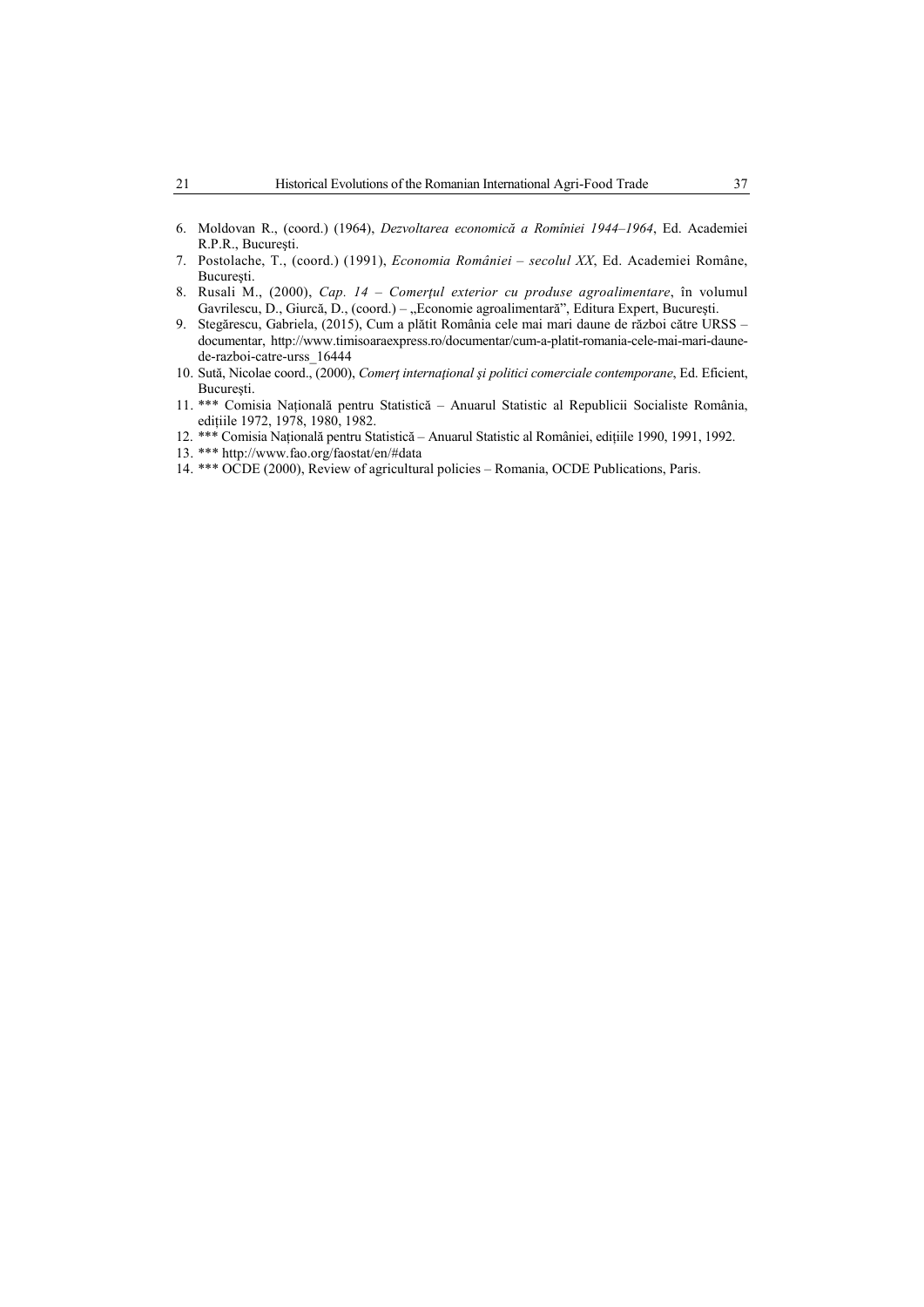6. Moldovan R., (coord.) (1964), *Dezvoltarea economică a Romîniei 1944–1964*, Ed. Academiei R.P.R., Bucureşti.
7. Postolache, T., (coord.) (1991), *Economia României – secolul XX*, Ed. Academiei Române, Bucureşti.
8. Rusali M., (2000), *Cap. 14 – Comerţul exterior cu produse agroalimentare*, în volumul Gavrilescu, D., Giurcă, D., (coord.) – „Economie agroalimentară", Editura Expert, Bucureşti.
9. Stegărescu, Gabriela, (2015), Cum a plătit România cele mai mari daune de război către URSS – documentar, http://www.timisoaraexpress.ro/documentar/cum-a-platit-romania-cele-mai-mari-daune-de-razboi-catre-urss_16444
10. Sută, Nicolae coord., (2000), *Comerţ internaţional şi politici comerciale contemporane*, Ed. Eficient, Bucureşti.
11. *** Comisia Națională pentru Statistică – Anuarul Statistic al Republicii Socialiste România, edițiile 1972, 1978, 1980, 1982.
12. *** Comisia Națională pentru Statistică – Anuarul Statistic al României, edițiile 1990, 1991, 1992.
13. *** http://www.fao.org/faostat/en/#data
14. *** OCDE (2000), Review of agricultural policies – Romania, OCDE Publications, Paris.